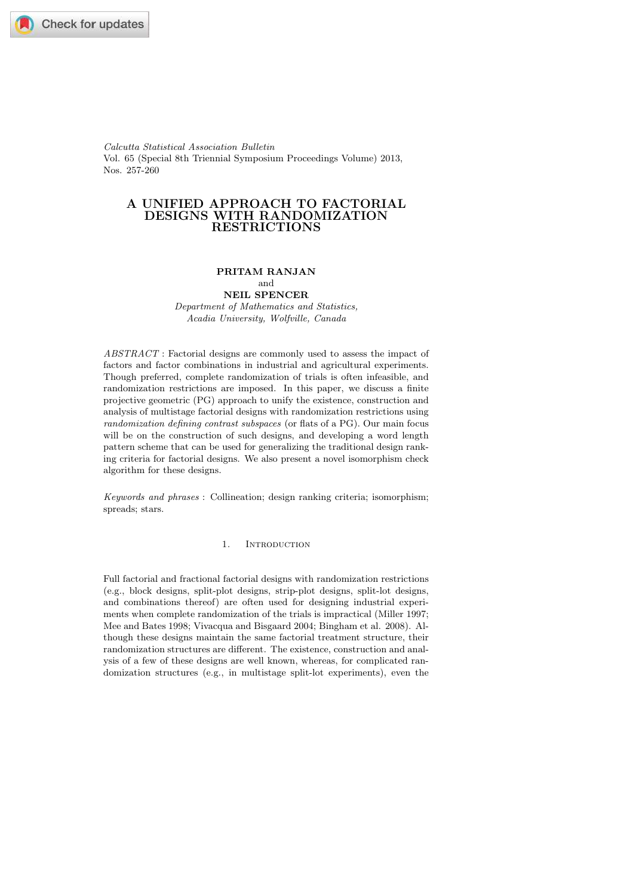*Calcutta Statistical Association Bulletin*
Vol. 65 (Special 8th Triennial Symposium Proceedings Volume) 2013,
Nos. 257-260

# A UNIFIED APPROACH TO FACTORIAL DESIGNS WITH RANDOMIZATION RESTRICTIONS

**PRITAM RANJAN**
and
**NEIL SPENCER**
*Department of Mathematics and Statistics,*
*Acadia University, Wolfville, Canada*

*ABSTRACT* : Factorial designs are commonly used to assess the impact of factors and factor combinations in industrial and agricultural experiments. Though preferred, complete randomization of trials is often infeasible, and randomization restrictions are imposed. In this paper, we discuss a finite projective geometric (PG) approach to unify the existence, construction and analysis of multistage factorial designs with randomization restrictions using *randomization defining contrast subspaces* (or flats of a PG). Our main focus will be on the construction of such designs, and developing a word length pattern scheme that can be used for generalizing the traditional design ranking criteria for factorial designs. We also present a novel isomorphism check algorithm for these designs.

*Keywords and phrases* : Collineation; design ranking criteria; isomorphism; spreads; stars.

## 1. Introduction

Full factorial and fractional factorial designs with randomization restrictions (e.g., block designs, split-plot designs, strip-plot designs, split-lot designs, and combinations thereof) are often used for designing industrial experiments when complete randomization of the trials is impractical (Miller 1997; Mee and Bates 1998; Vivacqua and Bisgaard 2004; Bingham et al. 2008). Although these designs maintain the same factorial treatment structure, their randomization structures are different. The existence, construction and analysis of a few of these designs are well known, whereas, for complicated randomization structures (e.g., in multistage split-lot experiments), even the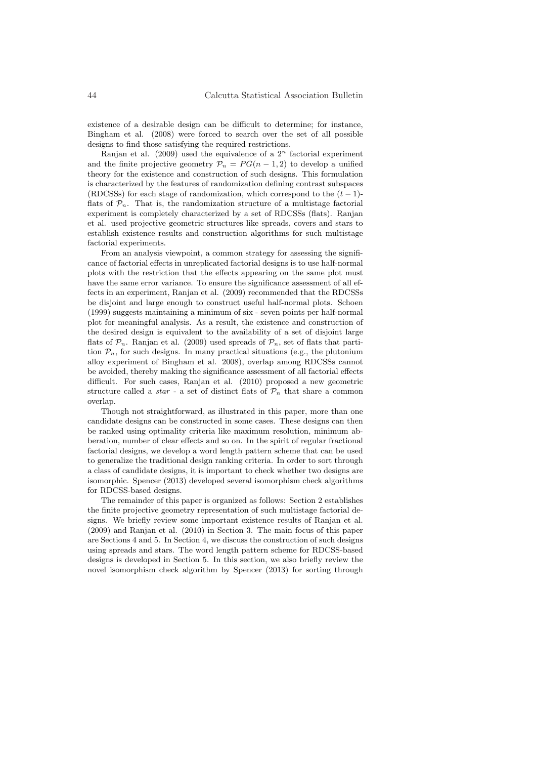existence of a desirable design can be difficult to determine; for instance, Bingham et al. (2008) were forced to search over the set of all possible designs to find those satisfying the required restrictions.

Ranjan et al. (2009) used the equivalence of a $2^n$ factorial experiment and the finite projective geometry $\mathcal{P}_n = PG(n-1, 2)$ to develop a unified theory for the existence and construction of such designs. This formulation is characterized by the features of randomization defining contrast subspaces (RDCSSs) for each stage of randomization, which correspond to the $(t-1)$-flats of $\mathcal{P}_n$. That is, the randomization structure of a multistage factorial experiment is completely characterized by a set of RDCSSs (flats). Ranjan et al. used projective geometric structures like spreads, covers and stars to establish existence results and construction algorithms for such multistage factorial experiments.

From an analysis viewpoint, a common strategy for assessing the significance of factorial effects in unreplicated factorial designs is to use half-normal plots with the restriction that the effects appearing on the same plot must have the same error variance. To ensure the significance assessment of all effects in an experiment, Ranjan et al. (2009) recommended that the RDCSSs be disjoint and large enough to construct useful half-normal plots. Schoen (1999) suggests maintaining a minimum of six - seven points per half-normal plot for meaningful analysis. As a result, the existence and construction of the desired design is equivalent to the availability of a set of disjoint large flats of $\mathcal{P}_n$. Ranjan et al. (2009) used spreads of $\mathcal{P}_n$, set of flats that partition $\mathcal{P}_n$, for such designs. In many practical situations (e.g., the plutonium alloy experiment of Bingham et al. 2008), overlap among RDCSSs cannot be avoided, thereby making the significance assessment of all factorial effects difficult. For such cases, Ranjan et al. (2010) proposed a new geometric structure called a *star* - a set of distinct flats of $\mathcal{P}_n$ that share a common overlap.

Though not straightforward, as illustrated in this paper, more than one candidate designs can be constructed in some cases. These designs can then be ranked using optimality criteria like maximum resolution, minimum abberation, number of clear effects and so on. In the spirit of regular fractional factorial designs, we develop a word length pattern scheme that can be used to generalize the traditional design ranking criteria. In order to sort through a class of candidate designs, it is important to check whether two designs are isomorphic. Spencer (2013) developed several isomorphism check algorithms for RDCSS-based designs.

The remainder of this paper is organized as follows: Section 2 establishes the finite projective geometry representation of such multistage factorial designs. We briefly review some important existence results of Ranjan et al. (2009) and Ranjan et al. (2010) in Section 3. The main focus of this paper are Sections 4 and 5. In Section 4, we discuss the construction of such designs using spreads and stars. The word length pattern scheme for RDCSS-based designs is developed in Section 5. In this section, we also briefly review the novel isomorphism check algorithm by Spencer (2013) for sorting through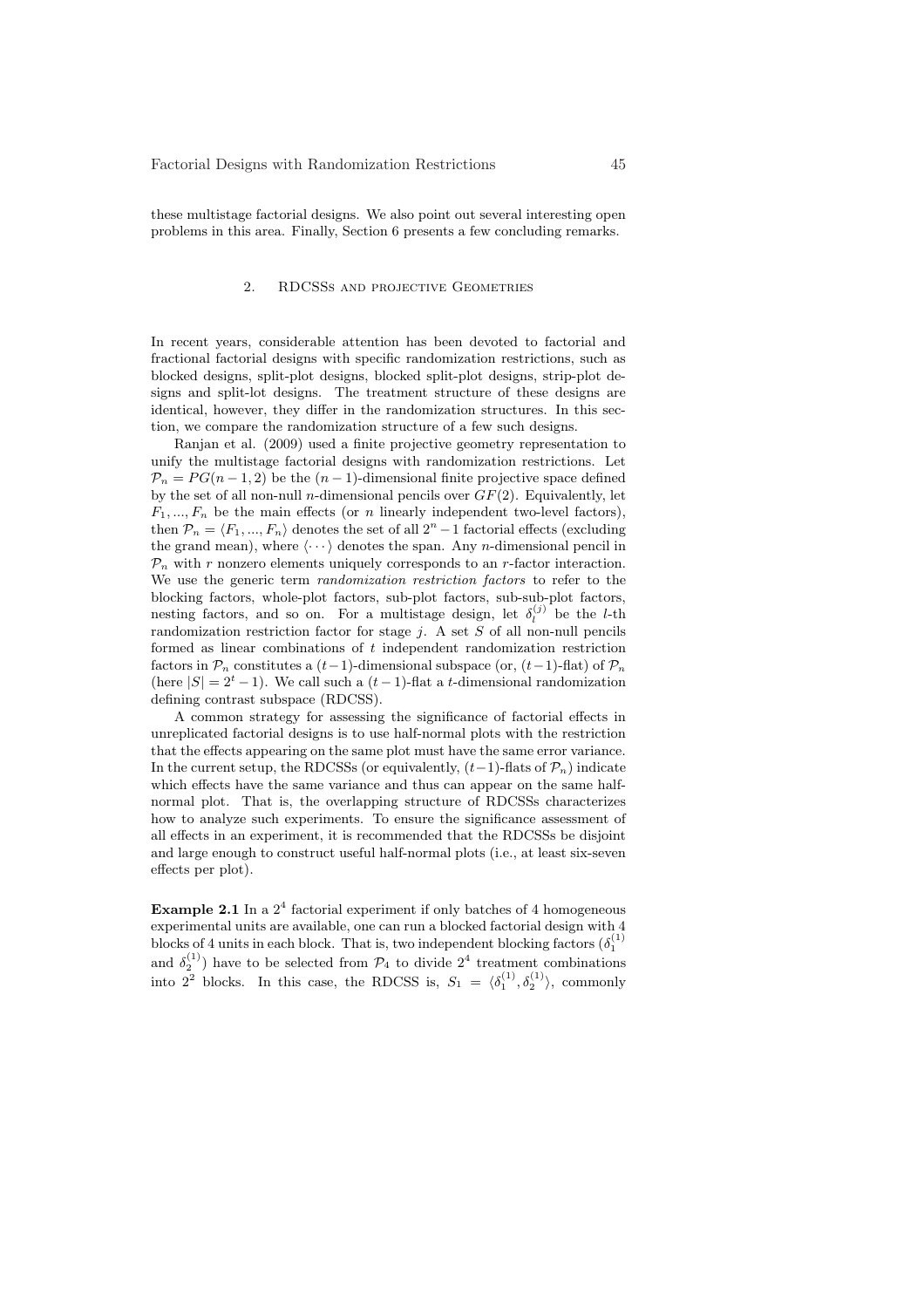these multistage factorial designs. We also point out several interesting open problems in this area. Finally, Section 6 presents a few concluding remarks.

## 2. RDCSSs and projective Geometries

In recent years, considerable attention has been devoted to factorial and fractional factorial designs with specific randomization restrictions, such as blocked designs, split-plot designs, blocked split-plot designs, strip-plot designs and split-lot designs. The treatment structure of these designs are identical, however, they differ in the randomization structures. In this section, we compare the randomization structure of a few such designs.

Ranjan et al. (2009) used a finite projective geometry representation to unify the multistage factorial designs with randomization restrictions. Let $\mathcal{P}_n = PG(n-1, 2)$ be the $(n-1)$-dimensional finite projective space defined by the set of all non-null $n$-dimensional pencils over $GF(2)$. Equivalently, let $F_1, ..., F_n$ be the main effects (or $n$ linearly independent two-level factors), then $\mathcal{P}_n = \langle F_1, ..., F_n \rangle$ denotes the set of all $2^n - 1$ factorial effects (excluding the grand mean), where $\langle \cdots \rangle$ denotes the span. Any $n$-dimensional pencil in $\mathcal{P}_n$ with $r$ nonzero elements uniquely corresponds to an $r$-factor interaction. We use the generic term *randomization restriction factors* to refer to the blocking factors, whole-plot factors, sub-plot factors, sub-sub-plot factors, nesting factors, and so on. For a multistage design, let $\delta_l^{(j)}$ be the $l$-th randomization restriction factor for stage $j$. A set $S$ of all non-null pencils formed as linear combinations of $t$ independent randomization restriction factors in $\mathcal{P}_n$ constitutes a $(t-1)$-dimensional subspace (or, $(t-1)$-flat) of $\mathcal{P}_n$ (here $|S| = 2^t - 1$). We call such a $(t-1)$-flat a $t$-dimensional randomization defining contrast subspace (RDCSS).

A common strategy for assessing the significance of factorial effects in unreplicated factorial designs is to use half-normal plots with the restriction that the effects appearing on the same plot must have the same error variance. In the current setup, the RDCSSs (or equivalently, $(t-1)$-flats of $\mathcal{P}_n$) indicate which effects have the same variance and thus can appear on the same half-normal plot. That is, the overlapping structure of RDCSSs characterizes how to analyze such experiments. To ensure the significance assessment of all effects in an experiment, it is recommended that the RDCSSs be disjoint and large enough to construct useful half-normal plots (i.e., at least six-seven effects per plot).

**Example 2.1** In a $2^4$ factorial experiment if only batches of 4 homogeneous experimental units are available, one can run a blocked factorial design with 4 blocks of 4 units in each block. That is, two independent blocking factors ($\delta_1^{(1)}$ and $\delta_2^{(1)}$) have to be selected from $\mathcal{P}_4$ to divide $2^4$ treatment combinations into $2^2$ blocks. In this case, the RDCSS is, $S_1 = \langle \delta_1^{(1)}, \delta_2^{(1)} \rangle$, commonly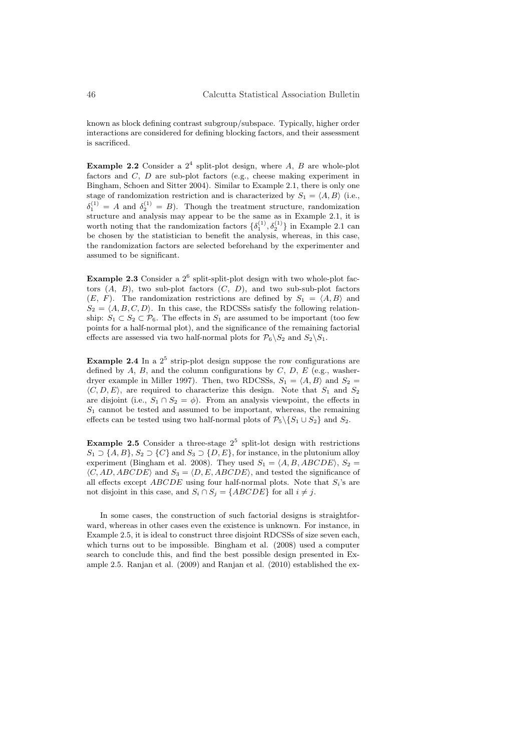known as block defining contrast subgroup/subspace. Typically, higher order interactions are considered for defining blocking factors, and their assessment is sacrificed.

**Example 2.2** Consider a $2^4$ split-plot design, where $A$, $B$ are whole-plot factors and $C$, $D$ are sub-plot factors (e.g., cheese making experiment in Bingham, Schoen and Sitter 2004). Similar to Example 2.1, there is only one stage of randomization restriction and is characterized by $S_1 = \langle A, B \rangle$ (i.e., $\delta_1^{(1)} = A$ and $\delta_2^{(1)} = B$). Though the treatment structure, randomization structure and analysis may appear to be the same as in Example 2.1, it is worth noting that the randomization factors $\{\delta_1^{(1)}, \delta_2^{(1)}\}$ in Example 2.1 can be chosen by the statistician to benefit the analysis, whereas, in this case, the randomization factors are selected beforehand by the experimenter and assumed to be significant.

**Example 2.3** Consider a $2^6$ split-split-plot design with two whole-plot factors ($A$, $B$), two sub-plot factors ($C$, $D$), and two sub-sub-plot factors ($E$, $F$). The randomization restrictions are defined by $S_1 = \langle A, B \rangle$ and $S_2 = \langle A, B, C, D \rangle$. In this case, the RDCSSs satisfy the following relationship: $S_1 \subset S_2 \subset \mathcal{P}_6$. The effects in $S_1$ are assumed to be important (too few points for a half-normal plot), and the significance of the remaining factorial effects are assessed via two half-normal plots for $\mathcal{P}_6 \backslash S_2$ and $S_2 \backslash S_1$.

**Example 2.4** In a $2^5$ strip-plot design suppose the row configurations are defined by $A$, $B$, and the column configurations by $C$, $D$, $E$ (e.g., washer-dryer example in Miller 1997). Then, two RDCSSs, $S_1 = \langle A, B \rangle$ and $S_2 = \langle C, D, E \rangle$, are required to characterize this design. Note that $S_1$ and $S_2$ are disjoint (i.e., $S_1 \cap S_2 = \phi$). From an analysis viewpoint, the effects in $S_1$ cannot be tested and assumed to be important, whereas, the remaining effects can be tested using two half-normal plots of $\mathcal{P}_5 \backslash \{S_1 \cup S_2\}$ and $S_2$.

**Example 2.5** Consider a three-stage $2^5$ split-lot design with restrictions $S_1 \supset \{A, B\}$, $S_2 \supset \{C\}$ and $S_3 \supset \{D, E\}$, for instance, in the plutonium alloy experiment (Bingham et al. 2008). They used $S_1 = \langle A, B, ABCDE \rangle$, $S_2 = \langle C, AD, ABCDE \rangle$ and $S_3 = \langle D, E, ABCDE \rangle$, and tested the significance of all effects except $ABCDE$ using four half-normal plots. Note that $S_i$'s are not disjoint in this case, and $S_i \cap S_j = \{ABCDE\}$ for all $i \neq j$.

In some cases, the construction of such factorial designs is straightforward, whereas in other cases even the existence is unknown. For instance, in Example 2.5, it is ideal to construct three disjoint RDCSSs of size seven each, which turns out to be impossible. Bingham et al. (2008) used a computer search to conclude this, and find the best possible design presented in Example 2.5. Ranjan et al. (2009) and Ranjan et al. (2010) established the ex-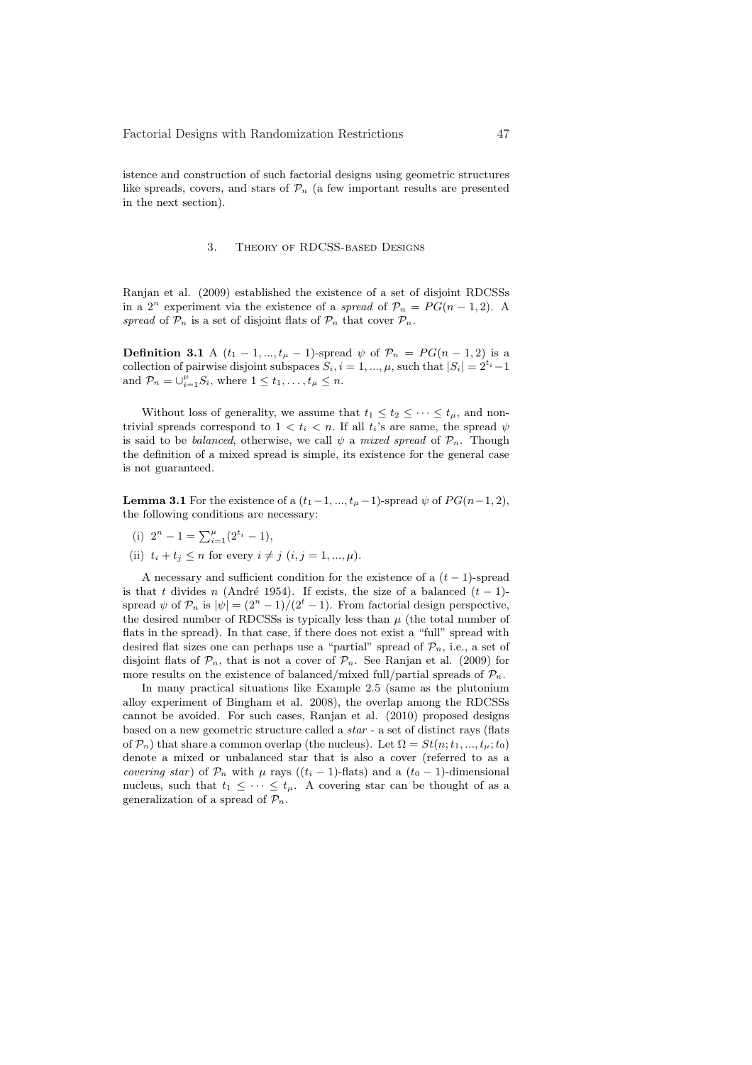istence and construction of such factorial designs using geometric structures like spreads, covers, and stars of $\mathcal{P}_n$ (a few important results are presented in the next section).

## 3. Theory of RDCSS-based Designs

Ranjan et al. (2009) established the existence of a set of disjoint RDCSSs in a $2^n$ experiment via the existence of a *spread* of $\mathcal{P}_n = PG(n-1, 2)$. A *spread* of $\mathcal{P}_n$ is a set of disjoint flats of $\mathcal{P}_n$ that cover $\mathcal{P}_n$.

**Definition 3.1** A $(t_1 - 1, ..., t_\mu - 1)$-spread $\psi$ of $\mathcal{P}_n = PG(n-1, 2)$ is a collection of pairwise disjoint subspaces $S_i, i = 1, ..., \mu$, such that $|S_i| = 2^{t_i} - 1$ and $\mathcal{P}_n = \cup_{i=1}^{\mu} S_i$, where $1 \leq t_1, \ldots, t_\mu \leq n$.

Without loss of generality, we assume that $t_1 \leq t_2 \leq \cdots \leq t_\mu$, and non-trivial spreads correspond to $1 < t_i < n$. If all $t_i$'s are same, the spread $\psi$ is said to be *balanced*, otherwise, we call $\psi$ a *mixed spread* of $\mathcal{P}_n$. Though the definition of a mixed spread is simple, its existence for the general case is not guaranteed.

**Lemma 3.1** For the existence of a $(t_1 - 1, ..., t_\mu - 1)$-spread $\psi$ of $PG(n-1, 2)$, the following conditions are necessary:

(i) $2^n - 1 = \sum_{i=1}^{\mu}(2^{t_i} - 1)$,

(ii) $t_i + t_j \leq n$ for every $i \neq j$ $(i, j = 1, ..., \mu)$.

A necessary and sufficient condition for the existence of a $(t - 1)$-spread is that $t$ divides $n$ (André 1954). If exists, the size of a balanced $(t - 1)$-spread $\psi$ of $\mathcal{P}_n$ is $|\psi| = (2^n - 1)/(2^t - 1)$. From factorial design perspective, the desired number of RDCSSs is typically less than $\mu$ (the total number of flats in the spread). In that case, if there does not exist a "full" spread with desired flat sizes one can perhaps use a "partial" spread of $\mathcal{P}_n$, i.e., a set of disjoint flats of $\mathcal{P}_n$, that is not a cover of $\mathcal{P}_n$. See Ranjan et al. (2009) for more results on the existence of balanced/mixed full/partial spreads of $\mathcal{P}_n$.

In many practical situations like Example 2.5 (same as the plutonium alloy experiment of Bingham et al. 2008), the overlap among the RDCSSs cannot be avoided. For such cases, Ranjan et al. (2010) proposed designs based on a new geometric structure called a *star* - a set of distinct rays (flats of $\mathcal{P}_n$) that share a common overlap (the nucleus). Let $\Omega = St(n; t_1, ..., t_\mu; t_0)$ denote a mixed or unbalanced star that is also a cover (referred to as a *covering star*) of $\mathcal{P}_n$ with $\mu$ rays ($(t_i - 1)$-flats) and a $(t_0 - 1)$-dimensional nucleus, such that $t_1 \leq \cdots \leq t_\mu$. A covering star can be thought of as a generalization of a spread of $\mathcal{P}_n$.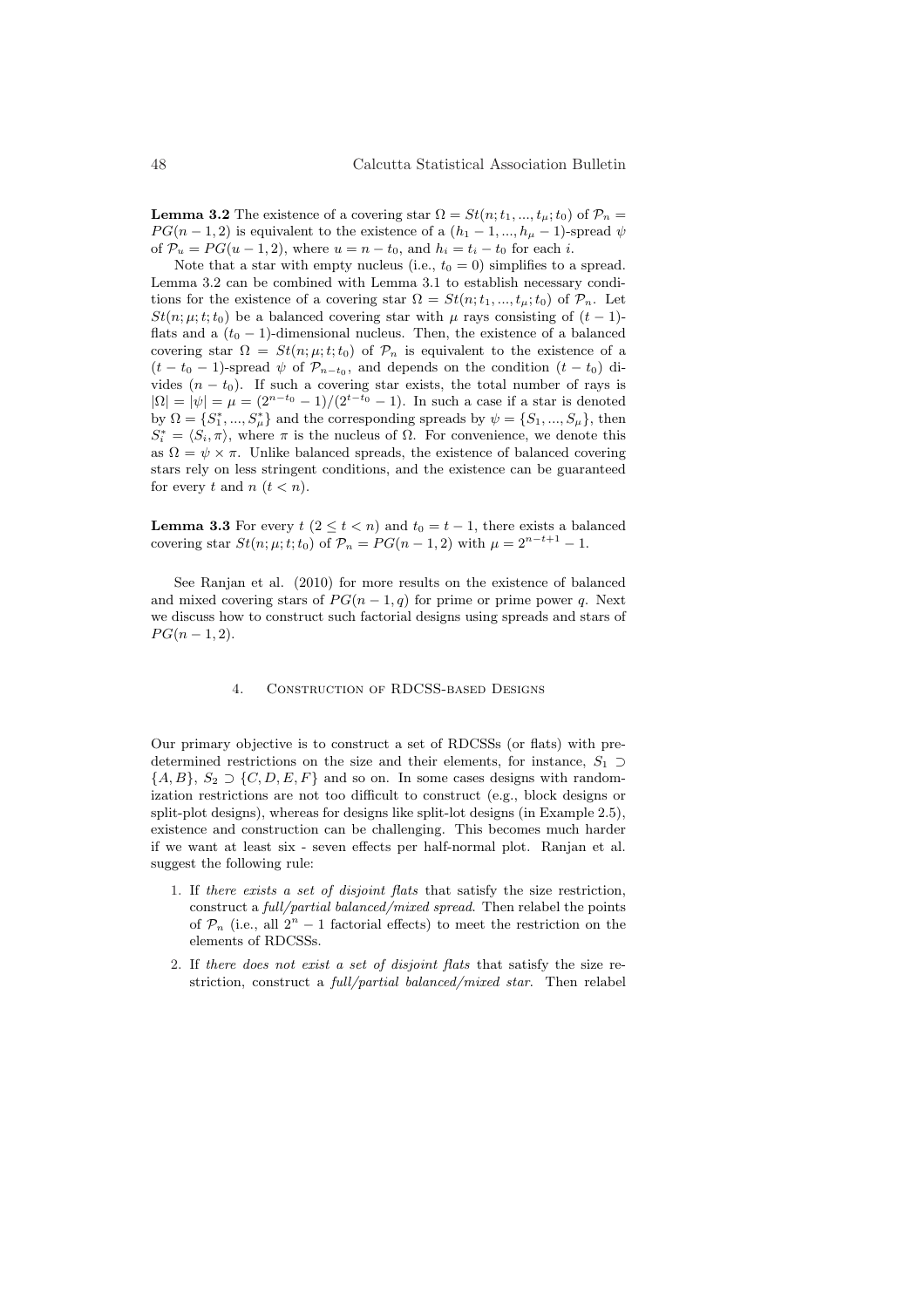**Lemma 3.2** The existence of a covering star $\Omega = St(n; t_1, ..., t_\mu; t_0)$ of $\mathcal{P}_n = PG(n-1, 2)$ is equivalent to the existence of a $(h_1 - 1, ..., h_\mu - 1)$-spread $\psi$ of $\mathcal{P}_u = PG(u-1, 2)$, where $u = n - t_0$, and $h_i = t_i - t_0$ for each $i$.

Note that a star with empty nucleus (i.e., $t_0 = 0$) simplifies to a spread. Lemma 3.2 can be combined with Lemma 3.1 to establish necessary conditions for the existence of a covering star $\Omega = St(n; t_1, ..., t_\mu; t_0)$ of $\mathcal{P}_n$. Let $St(n; \mu; t; t_0)$ be a balanced covering star with $\mu$ rays consisting of $(t-1)$-flats and a $(t_0 - 1)$-dimensional nucleus. Then, the existence of a balanced covering star $\Omega = St(n; \mu; t; t_0)$ of $\mathcal{P}_n$ is equivalent to the existence of a $(t - t_0 - 1)$-spread $\psi$ of $\mathcal{P}_{n-t_0}$, and depends on the condition $(t - t_0)$ divides $(n - t_0)$. If such a covering star exists, the total number of rays is $|\Omega| = |\psi| = \mu = (2^{n-t_0} - 1)/(2^{t-t_0} - 1)$. In such a case if a star is denoted by $\Omega = \{S_1^*, ..., S_\mu^*\}$ and the corresponding spreads by $\psi = \{S_1, ..., S_\mu\}$, then $S_i^* = \langle S_i, \pi \rangle$, where $\pi$ is the nucleus of $\Omega$. For convenience, we denote this as $\Omega = \psi \times \pi$. Unlike balanced spreads, the existence of balanced covering stars rely on less stringent conditions, and the existence can be guaranteed for every $t$ and $n$ $(t < n)$.

**Lemma 3.3** For every $t$ $(2 \leq t < n)$ and $t_0 = t - 1$, there exists a balanced covering star $St(n; \mu; t; t_0)$ of $\mathcal{P}_n = PG(n-1, 2)$ with $\mu = 2^{n-t+1} - 1$.

See Ranjan et al. (2010) for more results on the existence of balanced and mixed covering stars of $PG(n-1, q)$ for prime or prime power $q$. Next we discuss how to construct such factorial designs using spreads and stars of $PG(n-1, 2)$.

## 4. Construction of RDCSS-based Designs

Our primary objective is to construct a set of RDCSSs (or flats) with predetermined restrictions on the size and their elements, for instance, $S_1 \supset \{A, B\}$, $S_2 \supset \{C, D, E, F\}$ and so on. In some cases designs with randomization restrictions are not too difficult to construct (e.g., block designs or split-plot designs), whereas for designs like split-lot designs (in Example 2.5), existence and construction can be challenging. This becomes much harder if we want at least six - seven effects per half-normal plot. Ranjan et al. suggest the following rule:

1. If *there exists a set of disjoint flats* that satisfy the size restriction, construct a *full/partial balanced/mixed spread*. Then relabel the points of $\mathcal{P}_n$ (i.e., all $2^n - 1$ factorial effects) to meet the restriction on the elements of RDCSSs.
2. If *there does not exist a set of disjoint flats* that satisfy the size restriction, construct a *full/partial balanced/mixed star*. Then relabel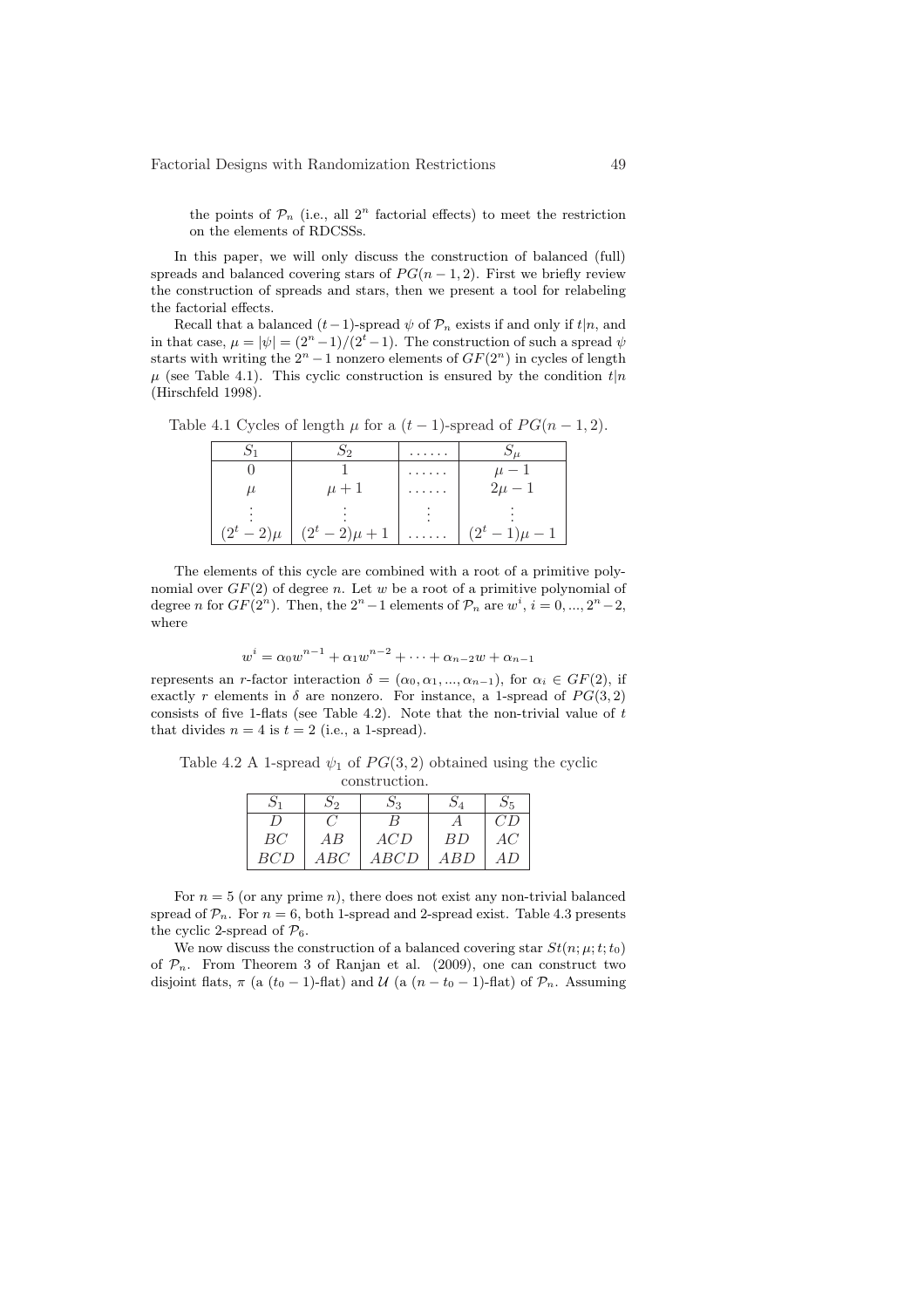the points of $\mathcal{P}_n$ (i.e., all $2^n$ factorial effects) to meet the restriction on the elements of RDCSSs.

In this paper, we will only discuss the construction of balanced (full) spreads and balanced covering stars of $PG(n-1,2)$. First we briefly review the construction of spreads and stars, then we present a tool for relabeling the factorial effects.

Recall that a balanced $(t-1)$-spread $\psi$ of $\mathcal{P}_n$ exists if and only if $t|n$, and in that case, $\mu = |\psi| = (2^n-1)/(2^t-1)$. The construction of such a spread $\psi$ starts with writing the $2^n-1$ nonzero elements of $GF(2^n)$ in cycles of length $\mu$ (see Table 4.1). This cyclic construction is ensured by the condition $t|n$ (Hirschfeld 1998).

Table 4.1 Cycles of length $\mu$ for a $(t-1)$-spread of $PG(n-1,2)$.

| $S_1$ | $S_2$ | $\ldots\ldots$ | $S_\mu$ |
|---|---|---|---|
| $0$ | $1$ | $\ldots\ldots$ | $\mu-1$ |
| $\mu$ | $\mu+1$ | $\ldots\ldots$ | $2\mu-1$ |
| $\vdots$ | $\vdots$ | $\vdots$ | $\vdots$ |
| $(2^t-2)\mu$ | $(2^t-2)\mu+1$ | $\ldots\ldots$ | $(2^t-1)\mu-1$ |

The elements of this cycle are combined with a root of a primitive polynomial over $GF(2)$ of degree $n$. Let $w$ be a root of a primitive polynomial of degree $n$ for $GF(2^n)$. Then, the $2^n-1$ elements of $\mathcal{P}_n$ are $w^i$, $i = 0, ..., 2^n-2$, where

$$w^i = \alpha_0 w^{n-1} + \alpha_1 w^{n-2} + \cdots + \alpha_{n-2} w + \alpha_{n-1}$$

represents an $r$-factor interaction $\delta = (\alpha_0, \alpha_1, ..., \alpha_{n-1})$, for $\alpha_i \in GF(2)$, if exactly $r$ elements in $\delta$ are nonzero. For instance, a 1-spread of $PG(3,2)$ consists of five 1-flats (see Table 4.2). Note that the non-trivial value of $t$ that divides $n = 4$ is $t = 2$ (i.e., a 1-spread).

Table 4.2 A 1-spread $\psi_1$ of $PG(3,2)$ obtained using the cyclic construction.

| $S_1$ | $S_2$ | $S_3$ | $S_4$ | $S_5$ |
|---|---|---|---|---|
| $D$ | $C$ | $B$ | $A$ | $CD$ |
| $BC$ | $AB$ | $ACD$ | $BD$ | $AC$ |
| $BCD$ | $ABC$ | $ABCD$ | $ABD$ | $AD$ |

For $n = 5$ (or any prime $n$), there does not exist any non-trivial balanced spread of $\mathcal{P}_n$. For $n = 6$, both 1-spread and 2-spread exist. Table 4.3 presents the cyclic 2-spread of $\mathcal{P}_6$.

We now discuss the construction of a balanced covering star $St(n;\mu;t;t_0)$ of $\mathcal{P}_n$. From Theorem 3 of Ranjan et al. (2009), one can construct two disjoint flats, $\pi$ (a $(t_0-1)$-flat) and $\mathcal{U}$ (a $(n-t_0-1)$-flat) of $\mathcal{P}_n$. Assuming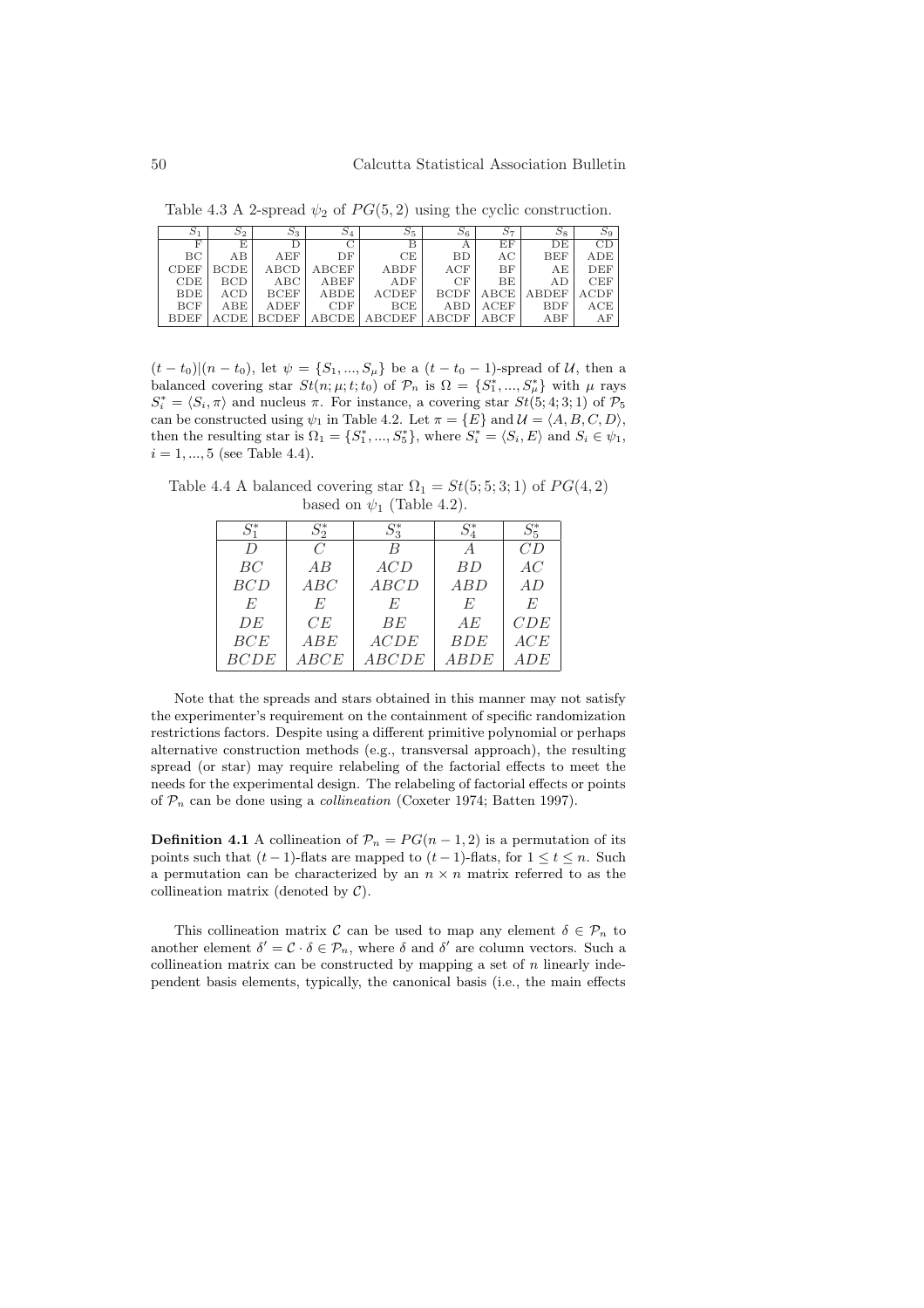Table 4.3 A 2-spread $\psi_2$ of $PG(5,2)$ using the cyclic construction.

| $S_1$ | $S_2$ | $S_3$ | $S_4$ | $S_5$ | $S_6$ | $S_7$ | $S_8$ | $S_9$ |
|---|---|---|---|---|---|---|---|---|
| F | E | D | C | B | A | EF | DE | CD |
| BC | AB | AEF | DF | CE | BD | AC | BEF | ADE |
| CDEF | BCDE | ABCD | ABCEF | ABDF | ACF | BF | AE | DEF |
| CDE | BCD | ABC | ABEF | ADF | CF | BE | AD | CEF |
| BDE | ACD | BCEF | ABDE | ACDEF | BCDF | ABCE | ABDEF | ACDF |
| BCF | ABE | ADEF | CDF | BCE | ABD | ACEF | BDF | ACE |
| BDEF | ACDE | BCDEF | ABCDE | ABCDEF | ABCDF | ABCF | ABF | AF |

$(t-t_0)|(n-t_0)$, let $\psi = \{S_1, ..., S_\mu\}$ be a $(t-t_0-1)$-spread of $\mathcal{U}$, then a balanced covering star $St(n;\mu;t;t_0)$ of $\mathcal{P}_n$ is $\Omega = \{S_1^*, ..., S_\mu^*\}$ with $\mu$ rays $S_i^* = \langle S_i, \pi \rangle$ and nucleus $\pi$. For instance, a covering star $St(5;4;3;1)$ of $\mathcal{P}_5$ can be constructed using $\psi_1$ in Table 4.2. Let $\pi = \{E\}$ and $\mathcal{U} = \langle A, B, C, D \rangle$, then the resulting star is $\Omega_1 = \{S_1^*, ..., S_5^*\}$, where $S_i^* = \langle S_i, E \rangle$ and $S_i \in \psi_1$, $i = 1, ..., 5$ (see Table 4.4).

Table 4.4 A balanced covering star $\Omega_1 = St(5;5;3;1)$ of $PG(4,2)$ based on $\psi_1$ (Table 4.2).

| $S_1^*$ | $S_2^*$ | $S_3^*$ | $S_4^*$ | $S_5^*$ |
|---|---|---|---|---|
| $D$ | $C$ | $B$ | $A$ | $CD$ |
| $BC$ | $AB$ | $ACD$ | $BD$ | $AC$ |
| $BCD$ | $ABC$ | $ABCD$ | $ABD$ | $AD$ |
| $E$ | $E$ | $E$ | $E$ | $E$ |
| $DE$ | $CE$ | $BE$ | $AE$ | $CDE$ |
| $BCE$ | $ABE$ | $ACDE$ | $BDE$ | $ACE$ |
| $BCDE$ | $ABCE$ | $ABCDE$ | $ABDE$ | $ADE$ |

Note that the spreads and stars obtained in this manner may not satisfy the experimenter's requirement on the containment of specific randomization restrictions factors. Despite using a different primitive polynomial or perhaps alternative construction methods (e.g., transversal approach), the resulting spread (or star) may require relabeling of the factorial effects to meet the needs for the experimental design. The relabeling of factorial effects or points of $\mathcal{P}_n$ can be done using a *collineation* (Coxeter 1974; Batten 1997).

**Definition 4.1** A collineation of $\mathcal{P}_n = PG(n-1,2)$ is a permutation of its points such that $(t-1)$-flats are mapped to $(t-1)$-flats, for $1 \le t \le n$. Such a permutation can be characterized by an $n \times n$ matrix referred to as the collineation matrix (denoted by $\mathcal{C}$).

This collineation matrix $\mathcal{C}$ can be used to map any element $\delta \in \mathcal{P}_n$ to another element $\delta' = \mathcal{C} \cdot \delta \in \mathcal{P}_n$, where $\delta$ and $\delta'$ are column vectors. Such a collineation matrix can be constructed by mapping a set of $n$ linearly independent basis elements, typically, the canonical basis (i.e., the main effects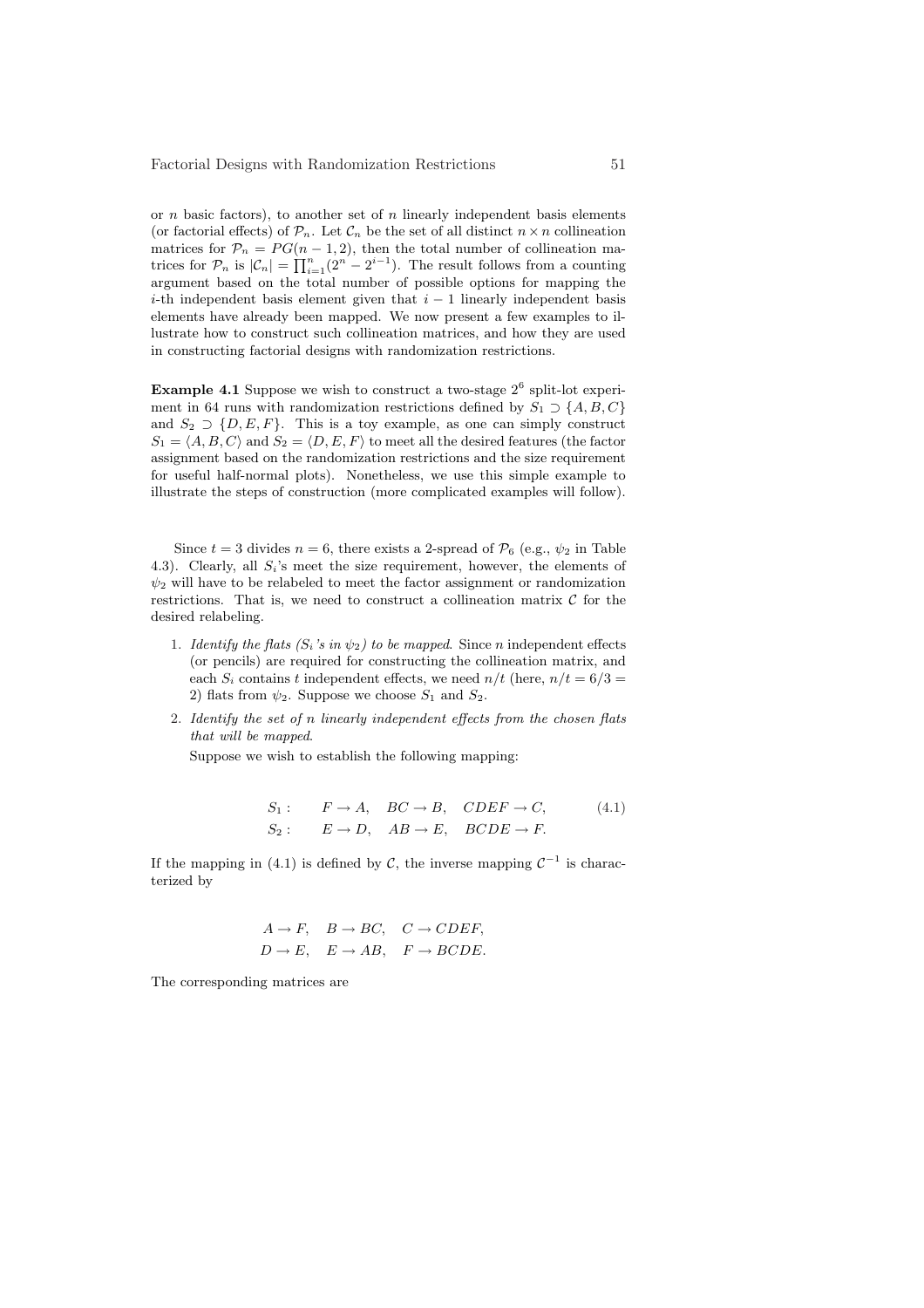or $n$ basic factors), to another set of $n$ linearly independent basis elements (or factorial effects) of $\mathcal{P}_n$. Let $\mathcal{C}_n$ be the set of all distinct $n \times n$ collineation matrices for $\mathcal{P}_n = PG(n-1, 2)$, then the total number of collineation matrices for $\mathcal{P}_n$ is $|\mathcal{C}_n| = \prod_{i=1}^{n}(2^n - 2^{i-1})$. The result follows from a counting argument based on the total number of possible options for mapping the $i$-th independent basis element given that $i-1$ linearly independent basis elements have already been mapped. We now present a few examples to illustrate how to construct such collineation matrices, and how they are used in constructing factorial designs with randomization restrictions.

**Example 4.1** Suppose we wish to construct a two-stage $2^6$ split-lot experiment in 64 runs with randomization restrictions defined by $S_1 \supset \{A, B, C\}$ and $S_2 \supset \{D, E, F\}$. This is a toy example, as one can simply construct $S_1 = \langle A, B, C\rangle$ and $S_2 = \langle D, E, F\rangle$ to meet all the desired features (the factor assignment based on the randomization restrictions and the size requirement for useful half-normal plots). Nonetheless, we use this simple example to illustrate the steps of construction (more complicated examples will follow).

Since $t = 3$ divides $n = 6$, there exists a 2-spread of $\mathcal{P}_6$ (e.g., $\psi_2$ in Table 4.3). Clearly, all $S_i$'s meet the size requirement, however, the elements of $\psi_2$ will have to be relabeled to meet the factor assignment or randomization restrictions. That is, we need to construct a collineation matrix $\mathcal{C}$ for the desired relabeling.

1. *Identify the flats ($S_i$'s in $\psi_2$) to be mapped.* Since $n$ independent effects (or pencils) are required for constructing the collineation matrix, and each $S_i$ contains $t$ independent effects, we need $n/t$ (here, $n/t = 6/3 = 2$) flats from $\psi_2$. Suppose we choose $S_1$ and $S_2$.
2. *Identify the set of $n$ linearly independent effects from the chosen flats that will be mapped.*

   Suppose we wish to establish the following mapping:

$$
\begin{aligned}
S_1: &\quad F \to A, \quad BC \to B, \quad CDEF \to C, \\
S_2: &\quad E \to D, \quad AB \to E, \quad BCDE \to F.
\end{aligned}
\tag{4.1}
$$

If the mapping in (4.1) is defined by $\mathcal{C}$, the inverse mapping $\mathcal{C}^{-1}$ is characterized by

$$
\begin{aligned}
&A \to F, \quad B \to BC, \quad C \to CDEF, \\
&D \to E, \quad E \to AB, \quad F \to BCDE.
\end{aligned}
$$

The corresponding matrices are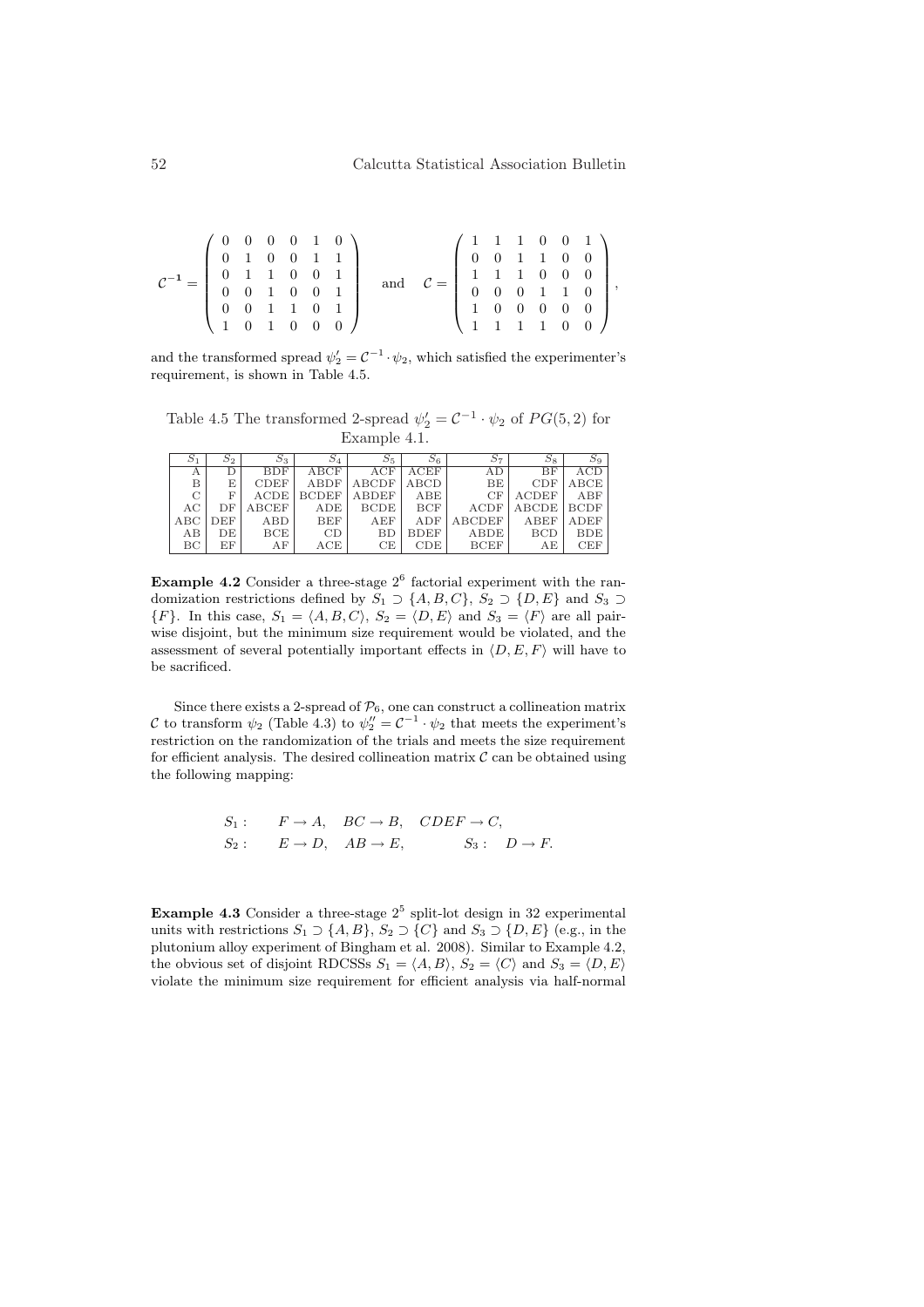$$\mathcal{C}^{-1} = \begin{pmatrix} 0 & 0 & 0 & 0 & 1 & 0 \\ 0 & 1 & 0 & 0 & 1 & 1 \\ 0 & 1 & 1 & 0 & 0 & 1 \\ 0 & 0 & 1 & 0 & 0 & 1 \\ 0 & 0 & 1 & 1 & 0 & 1 \\ 1 & 0 & 1 & 0 & 0 & 0 \end{pmatrix} \quad \text{and} \quad \mathcal{C} = \begin{pmatrix} 1 & 1 & 1 & 0 & 0 & 1 \\ 0 & 0 & 1 & 1 & 0 & 0 \\ 1 & 1 & 1 & 0 & 0 & 0 \\ 0 & 0 & 0 & 1 & 1 & 0 \\ 1 & 0 & 0 & 0 & 0 & 0 \\ 1 & 1 & 1 & 1 & 0 & 0 \end{pmatrix},$$

and the transformed spread $\psi_2' = \mathcal{C}^{-1} \cdot \psi_2$, which satisfied the experimenter's requirement, is shown in Table 4.5.

Table 4.5 The transformed 2-spread $\psi_2' = \mathcal{C}^{-1} \cdot \psi_2$ of $PG(5, 2)$ for Example 4.1.

| $S_1$ | $S_2$ | $S_3$ | $S_4$ | $S_5$ | $S_6$ | $S_7$ | $S_8$ | $S_9$ |
|---|---|---|---|---|---|---|---|---|
| A | D | BDF | ABCF | ACF | ACEF | AD | BF | ACD |
| B | E | CDEF | ABDF | ABCDF | ABCD | BE | CDF | ABCE |
| C | F | ACDE | BCDEF | ABDEF | ABE | CF | ACDEF | ABF |
| AC | DF | ABCEF | ADE | BCDE | BCF | ACDF | ABCDE | BCDF |
| ABC | DEF | ABD | BEF | AEF | ADF | ABCDEF | ABEF | ADEF |
| AB | DE | BCE | CD | BD | BDEF | ABDE | BCD | BDE |
| BC | EF | AF | ACE | CE | CDE | BCEF | AE | CEF |

**Example 4.2** Consider a three-stage $2^6$ factorial experiment with the randomization restrictions defined by $S_1 \supset \{A, B, C\}$, $S_2 \supset \{D, E\}$ and $S_3 \supset \{F\}$. In this case, $S_1 = \langle A, B, C \rangle$, $S_2 = \langle D, E \rangle$ and $S_3 = \langle F \rangle$ are all pairwise disjoint, but the minimum size requirement would be violated, and the assessment of several potentially important effects in $\langle D, E, F \rangle$ will have to be sacrificed.

Since there exists a 2-spread of $\mathcal{P}_6$, one can construct a collineation matrix $\mathcal{C}$ to transform $\psi_2$ (Table 4.3) to $\psi_2'' = \mathcal{C}^{-1} \cdot \psi_2$ that meets the experiment's restriction on the randomization of the trials and meets the size requirement for efficient analysis. The desired collineation matrix $\mathcal{C}$ can be obtained using the following mapping:

$$S_1: \quad F \to A, \quad BC \to B, \quad CDEF \to C,$$
$$S_2: \quad E \to D, \quad AB \to E, \qquad S_3: \quad D \to F.$$

**Example 4.3** Consider a three-stage $2^5$ split-lot design in 32 experimental units with restrictions $S_1 \supset \{A, B\}$, $S_2 \supset \{C\}$ and $S_3 \supset \{D, E\}$ (e.g., in the plutonium alloy experiment of Bingham et al. 2008). Similar to Example 4.2, the obvious set of disjoint RDCSSs $S_1 = \langle A, B \rangle$, $S_2 = \langle C \rangle$ and $S_3 = \langle D, E \rangle$ violate the minimum size requirement for efficient analysis via half-normal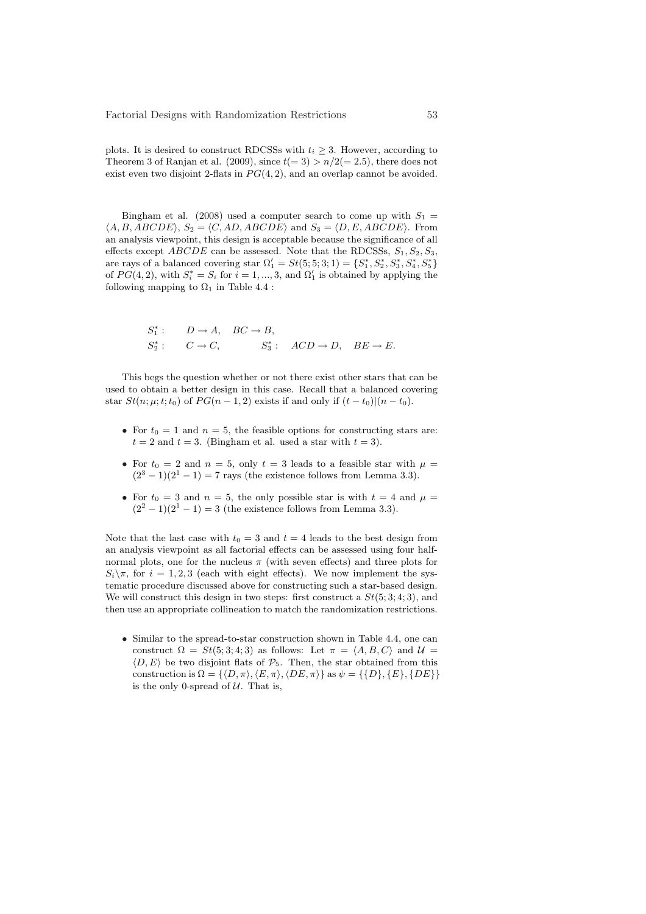plots. It is desired to construct RDCSSs with $t_i \geq 3$. However, according to Theorem 3 of Ranjan et al. (2009), since $t(=3) > n/2(=2.5)$, there does not exist even two disjoint 2-flats in $PG(4, 2)$, and an overlap cannot be avoided.

Bingham et al. (2008) used a computer search to come up with $S_1 = \langle A, B, ABCDE\rangle$, $S_2 = \langle C, AD, ABCDE\rangle$ and $S_3 = \langle D, E, ABCDE\rangle$. From an analysis viewpoint, this design is acceptable because the significance of all effects except $ABCDE$ can be assessed. Note that the RDCSSs, $S_1, S_2, S_3$, are rays of a balanced covering star $\Omega_1' = St(5; 5; 3; 1) = \{S_1^*, S_2^*, S_3^*, S_4^*, S_5^*\}$ of $PG(4, 2)$, with $S_i^* = S_i$ for $i = 1, ..., 3$, and $\Omega_1'$ is obtained by applying the following mapping to $\Omega_1$ in Table 4.4 :

$$
\begin{array}{llll}
S_1^*: & D \rightarrow A, \quad BC \rightarrow B, & & \\
S_2^*: & C \rightarrow C, & S_3^*: & ACD \rightarrow D, \quad BE \rightarrow E.
\end{array}
$$

This begs the question whether or not there exist other stars that can be used to obtain a better design in this case. Recall that a balanced covering star $St(n; \mu; t; t_0)$ of $PG(n-1, 2)$ exists if and only if $(t - t_0)|(n - t_0)$.

- For $t_0 = 1$ and $n = 5$, the feasible options for constructing stars are: $t = 2$ and $t = 3$. (Bingham et al. used a star with $t = 3$).
- For $t_0 = 2$ and $n = 5$, only $t = 3$ leads to a feasible star with $\mu = (2^3 - 1)(2^1 - 1) = 7$ rays (the existence follows from Lemma 3.3).
- For $t_0 = 3$ and $n = 5$, the only possible star is with $t = 4$ and $\mu = (2^2 - 1)(2^1 - 1) = 3$ (the existence follows from Lemma 3.3).

Note that the last case with $t_0 = 3$ and $t = 4$ leads to the best design from an analysis viewpoint as all factorial effects can be assessed using four half-normal plots, one for the nucleus $\pi$ (with seven effects) and three plots for $S_i \backslash \pi$, for $i = 1, 2, 3$ (each with eight effects). We now implement the systematic procedure discussed above for constructing such a star-based design. We will construct this design in two steps: first construct a $St(5; 3; 4; 3)$, and then use an appropriate collineation to match the randomization restrictions.

- Similar to the spread-to-star construction shown in Table 4.4, one can construct $\Omega = St(5; 3; 4; 3)$ as follows: Let $\pi = \langle A, B, C\rangle$ and $\mathcal{U} = \langle D, E\rangle$ be two disjoint flats of $\mathcal{P}_5$. Then, the star obtained from this construction is $\Omega = \{\langle D, \pi\rangle, \langle E, \pi\rangle, \langle DE, \pi\rangle\}$ as $\psi = \{\{D\}, \{E\}, \{DE\}\}$ is the only 0-spread of $\mathcal{U}$. That is,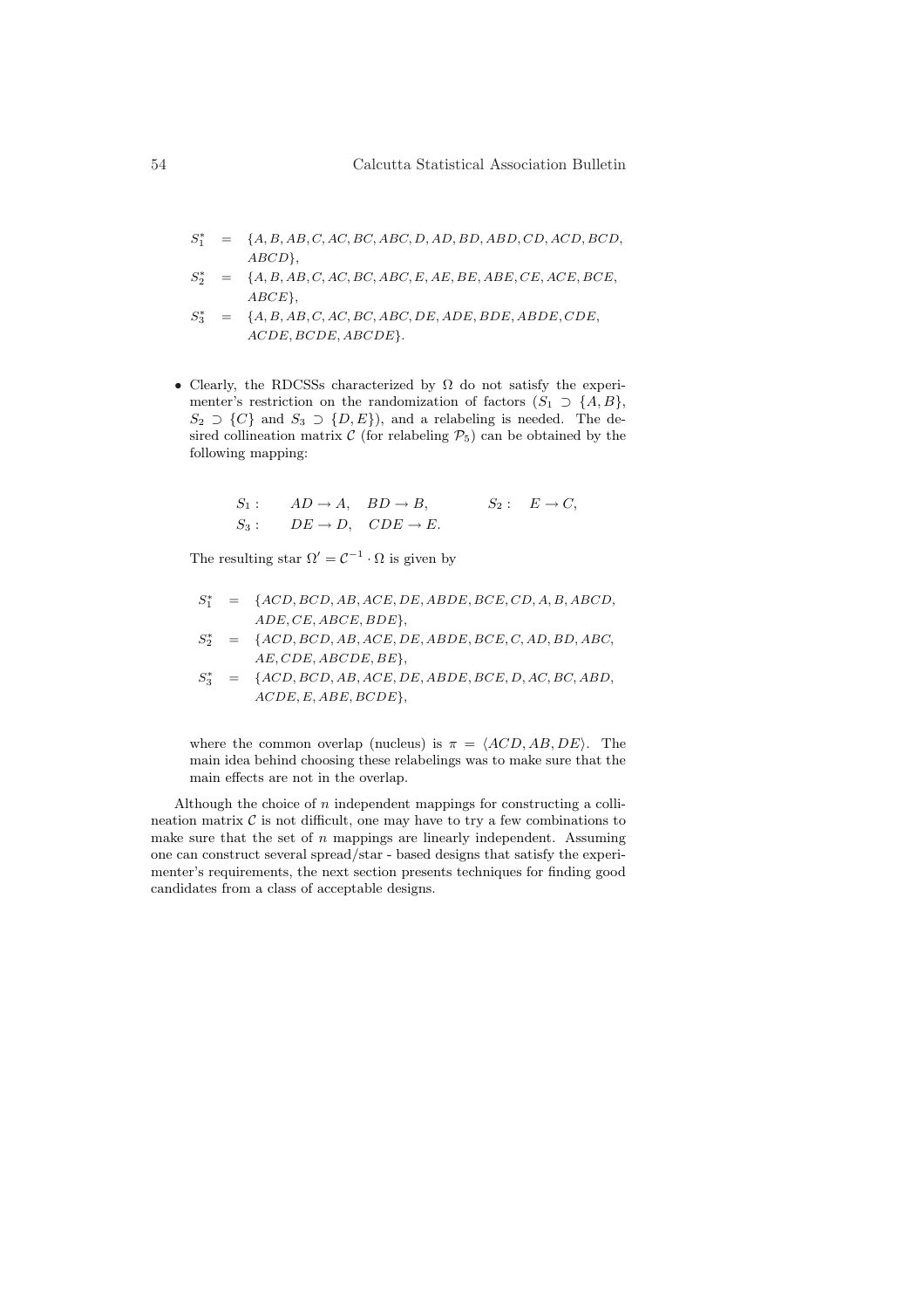$$
\begin{aligned}
S_1^* &= \{A, B, AB, C, AC, BC, ABC, D, AD, BD, ABD, CD, ACD, BCD, \\
&\quad ABCD\}, \\
S_2^* &= \{A, B, AB, C, AC, BC, ABC, E, AE, BE, ABE, CE, ACE, BCE, \\
&\quad ABCE\}, \\
S_3^* &= \{A, B, AB, C, AC, BC, ABC, DE, ADE, BDE, ABDE, CDE, \\
&\quad ACDE, BCDE, ABCDE\}.
\end{aligned}
$$

- Clearly, the RDCSSs characterized by $\Omega$ do not satisfy the experimenter's restriction on the randomization of factors ($S_1 \supset \{A, B\}$, $S_2 \supset \{C\}$ and $S_3 \supset \{D, E\}$), and a relabeling is needed. The desired collineation matrix $\mathcal{C}$ (for relabeling $\mathcal{P}_5$) can be obtained by the following mapping:

$$
\begin{aligned}
S_1 : &\quad AD \to A, \quad BD \to B, \qquad\qquad S_2 : \quad E \to C, \\
S_3 : &\quad DE \to D, \quad CDE \to E.
\end{aligned}
$$

  The resulting star $\Omega' = \mathcal{C}^{-1} \cdot \Omega$ is given by

$$
\begin{aligned}
S_1^* &= \{ACD, BCD, AB, ACE, DE, ABDE, BCE, CD, A, B, ABCD, \\
&\quad ADE, CE, ABCE, BDE\}, \\
S_2^* &= \{ACD, BCD, AB, ACE, DE, ABDE, BCE, C, AD, BD, ABC, \\
&\quad AE, CDE, ABCDE, BE\}, \\
S_3^* &= \{ACD, BCD, AB, ACE, DE, ABDE, BCE, D, AC, BC, ABD, \\
&\quad ACDE, E, ABE, BCDE\},
\end{aligned}
$$

  where the common overlap (nucleus) is $\pi = \langle ACD, AB, DE \rangle$. The main idea behind choosing these relabelings was to make sure that the main effects are not in the overlap.

Although the choice of $n$ independent mappings for constructing a collineation matrix $\mathcal{C}$ is not difficult, one may have to try a few combinations to make sure that the set of $n$ mappings are linearly independent. Assuming one can construct several spread/star - based designs that satisfy the experimenter's requirements, the next section presents techniques for finding good candidates from a class of acceptable designs.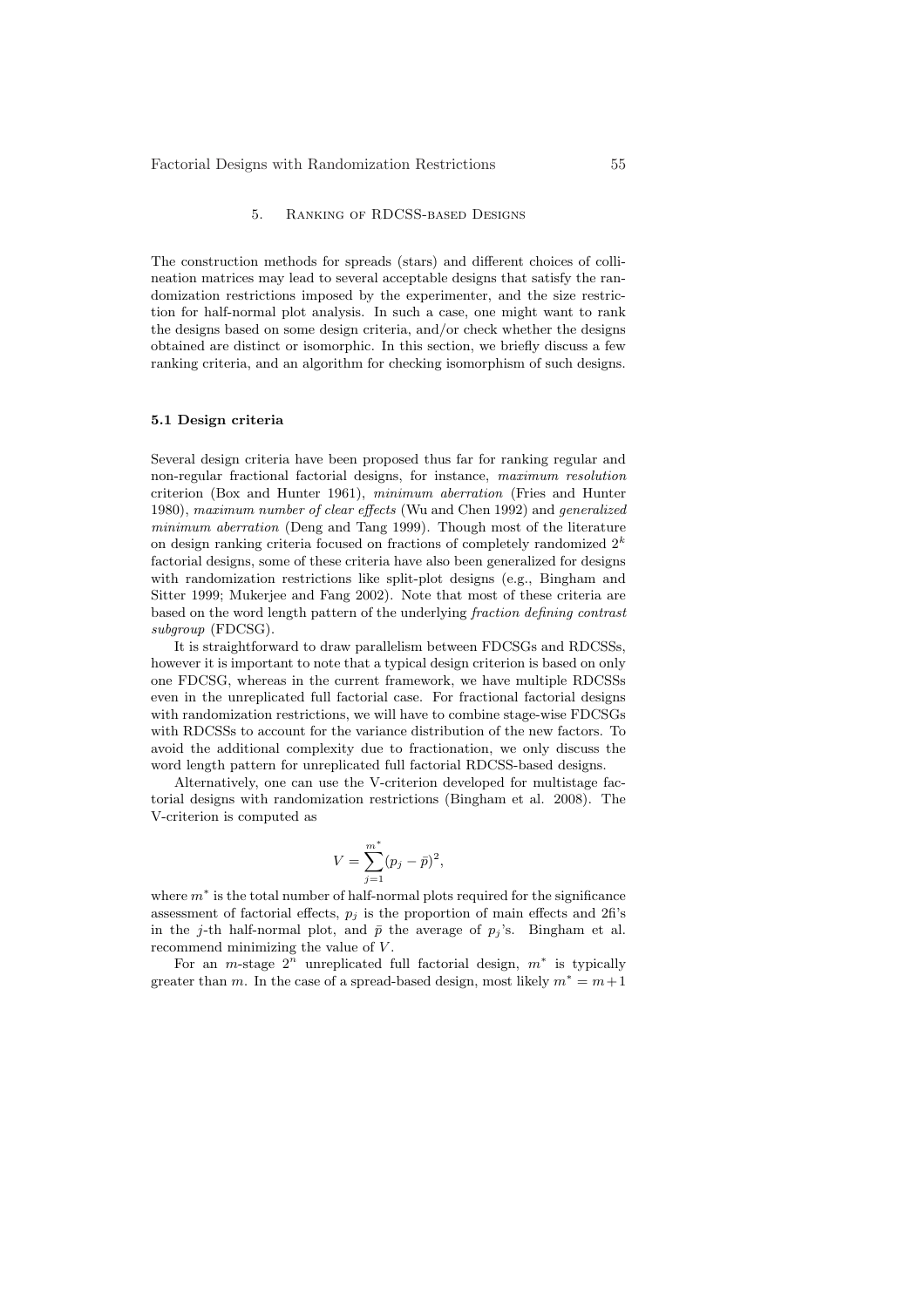## 5. Ranking of RDCSS-based Designs

The construction methods for spreads (stars) and different choices of collineation matrices may lead to several acceptable designs that satisfy the randomization restrictions imposed by the experimenter, and the size restriction for half-normal plot analysis. In such a case, one might want to rank the designs based on some design criteria, and/or check whether the designs obtained are distinct or isomorphic. In this section, we briefly discuss a few ranking criteria, and an algorithm for checking isomorphism of such designs.

### 5.1 Design criteria

Several design criteria have been proposed thus far for ranking regular and non-regular fractional factorial designs, for instance, *maximum resolution* criterion (Box and Hunter 1961), *minimum aberration* (Fries and Hunter 1980), *maximum number of clear effects* (Wu and Chen 1992) and *generalized minimum aberration* (Deng and Tang 1999). Though most of the literature on design ranking criteria focused on fractions of completely randomized $2^k$ factorial designs, some of these criteria have also been generalized for designs with randomization restrictions like split-plot designs (e.g., Bingham and Sitter 1999; Mukerjee and Fang 2002). Note that most of these criteria are based on the word length pattern of the underlying *fraction defining contrast subgroup* (FDCSG).

It is straightforward to draw parallelism between FDCSGs and RDCSSs, however it is important to note that a typical design criterion is based on only one FDCSG, whereas in the current framework, we have multiple RDCSSs even in the unreplicated full factorial case. For fractional factorial designs with randomization restrictions, we will have to combine stage-wise FDCSGs with RDCSSs to account for the variance distribution of the new factors. To avoid the additional complexity due to fractionation, we only discuss the word length pattern for unreplicated full factorial RDCSS-based designs.

Alternatively, one can use the V-criterion developed for multistage factorial designs with randomization restrictions (Bingham et al. 2008). The V-criterion is computed as

$$V = \sum_{j=1}^{m^*} (p_j - \bar{p})^2,$$

where $m^*$ is the total number of half-normal plots required for the significance assessment of factorial effects, $p_j$ is the proportion of main effects and 2fi's in the $j$-th half-normal plot, and $\bar{p}$ the average of $p_j$'s. Bingham et al. recommend minimizing the value of $V$.

For an $m$-stage $2^n$ unreplicated full factorial design, $m^*$ is typically greater than $m$. In the case of a spread-based design, most likely $m^* = m+1$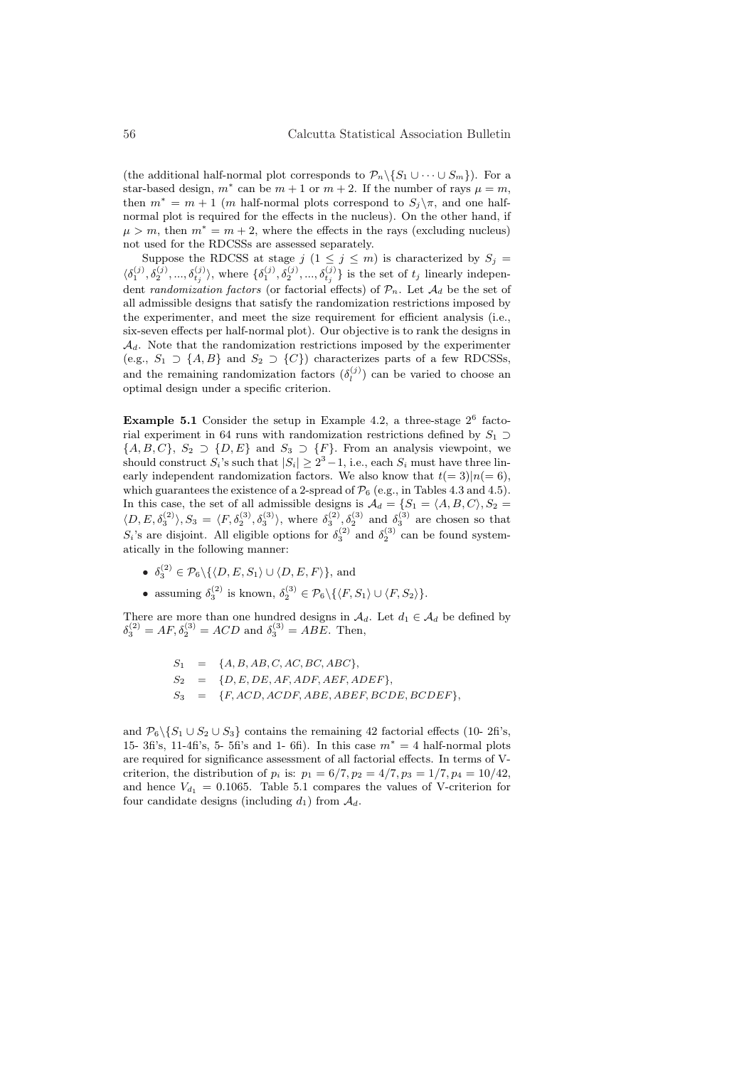(the additional half-normal plot corresponds to $\mathcal{P}_n \backslash \{S_1 \cup \cdots \cup S_m\}$). For a star-based design, $m^*$ can be $m+1$ or $m+2$. If the number of rays $\mu = m$, then $m^* = m+1$ ($m$ half-normal plots correspond to $S_j \backslash \pi$, and one half-normal plot is required for the effects in the nucleus). On the other hand, if $\mu > m$, then $m^* = m+2$, where the effects in the rays (excluding nucleus) not used for the RDCSSs are assessed separately.

Suppose the RDCSS at stage $j$ ($1 \leq j \leq m$) is characterized by $S_j = \langle \delta_1^{(j)}, \delta_2^{(j)}, ..., \delta_{t_j}^{(j)} \rangle$, where $\{\delta_1^{(j)}, \delta_2^{(j)}, ..., \delta_{t_j}^{(j)}\}$ is the set of $t_j$ linearly independent *randomization factors* (or factorial effects) of $\mathcal{P}_n$. Let $\mathcal{A}_d$ be the set of all admissible designs that satisfy the randomization restrictions imposed by the experimenter, and meet the size requirement for efficient analysis (i.e., six-seven effects per half-normal plot). Our objective is to rank the designs in $\mathcal{A}_d$. Note that the randomization restrictions imposed by the experimenter (e.g., $S_1 \supset \{A, B\}$ and $S_2 \supset \{C\}$) characterizes parts of a few RDCSSs, and the remaining randomization factors ($\delta_l^{(j)}$) can be varied to choose an optimal design under a specific criterion.

**Example 5.1** Consider the setup in Example 4.2, a three-stage $2^6$ factorial experiment in 64 runs with randomization restrictions defined by $S_1 \supset \{A, B, C\}$, $S_2 \supset \{D, E\}$ and $S_3 \supset \{F\}$. From an analysis viewpoint, we should construct $S_i$'s such that $|S_i| \geq 2^3 - 1$, i.e., each $S_i$ must have three linearly independent randomization factors. We also know that $t(=3)|n(=6)$, which guarantees the existence of a 2-spread of $\mathcal{P}_6$ (e.g., in Tables 4.3 and 4.5). In this case, the set of all admissible designs is $\mathcal{A}_d = \{S_1 = \langle A, B, C \rangle, S_2 = \langle D, E, \delta_3^{(2)} \rangle, S_3 = \langle F, \delta_2^{(3)}, \delta_3^{(3)} \rangle$, where $\delta_3^{(2)}, \delta_2^{(3)}$ and $\delta_3^{(3)}$ are chosen so that $S_i$'s are disjoint. All eligible options for $\delta_3^{(2)}$ and $\delta_2^{(3)}$ can be found systematically in the following manner:

- $\delta_3^{(2)} \in \mathcal{P}_6 \backslash \{\langle D, E, S_1 \rangle \cup \langle D, E, F \rangle\}$, and
- assuming $\delta_3^{(2)}$ is known, $\delta_2^{(3)} \in \mathcal{P}_6 \backslash \{\langle F, S_1 \rangle \cup \langle F, S_2 \rangle\}$.

There are more than one hundred designs in $\mathcal{A}_d$. Let $d_1 \in \mathcal{A}_d$ be defined by $\delta_3^{(2)} = AF, \delta_2^{(3)} = ACD$ and $\delta_3^{(3)} = ABE$. Then,

$$
\begin{aligned}
S_1 &= \{A, B, AB, C, AC, BC, ABC\}, \\
S_2 &= \{D, E, DE, AF, ADF, AEF, ADEF\}, \\
S_3 &= \{F, ACD, ACDF, ABE, ABEF, BCDE, BCDEF\},
\end{aligned}
$$

and $\mathcal{P}_6 \backslash \{S_1 \cup S_2 \cup S_3\}$ contains the remaining 42 factorial effects (10- 2fi's, 15- 3fi's, 11-4fi's, 5- 5fi's and 1- 6fi). In this case $m^* = 4$ half-normal plots are required for significance assessment of all factorial effects. In terms of V-criterion, the distribution of $p_i$ is: $p_1 = 6/7, p_2 = 4/7, p_3 = 1/7, p_4 = 10/42$, and hence $V_{d_1} = 0.1065$. Table 5.1 compares the values of V-criterion for four candidate designs (including $d_1$) from $\mathcal{A}_d$.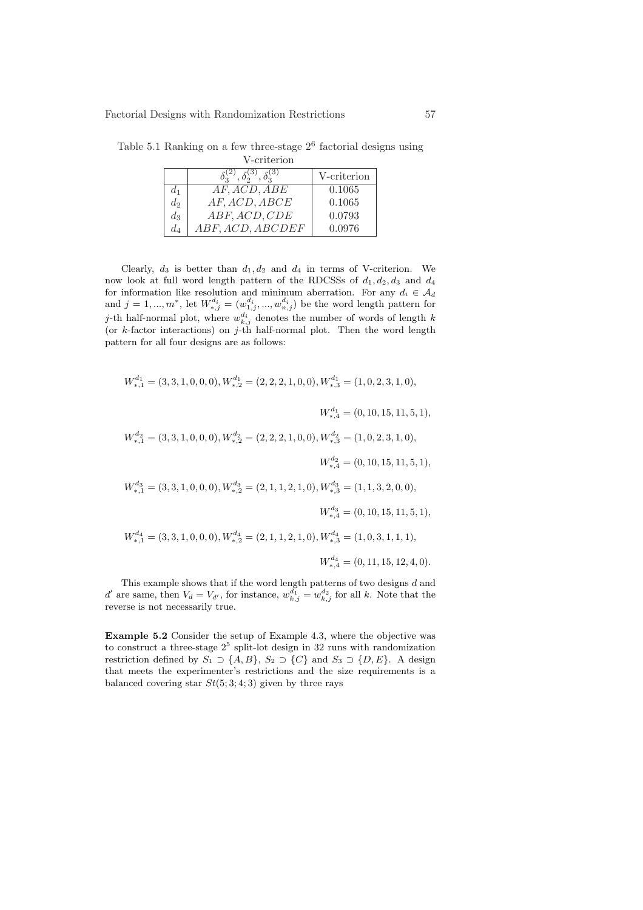Table 5.1 Ranking on a few three-stage $2^6$ factorial designs using V-criterion

| | $\delta_3^{(2)}, \delta_2^{(3)}, \delta_3^{(3)}$ | V-criterion |
|---|---|---|
| $d_1$ | $AF, ACD, ABE$ | 0.1065 |
| $d_2$ | $AF, ACD, ABCE$ | 0.1065 |
| $d_3$ | $ABF, ACD, CDE$ | 0.0793 |
| $d_4$ | $ABF, ACD, ABCDEF$ | 0.0976 |

Clearly, $d_3$ is better than $d_1, d_2$ and $d_4$ in terms of V-criterion. We now look at full word length pattern of the RDCSSs of $d_1, d_2, d_3$ and $d_4$ for information like resolution and minimum aberration. For any $d_i \in \mathcal{A}_d$ and $j = 1, ..., m^*$, let $W_{*,j}^{d_i} = (w_{1,j}^{d_i}, ..., w_{n,j}^{d_i})$ be the word length pattern for $j$-th half-normal plot, where $w_{k,j}^{d_i}$ denotes the number of words of length $k$ (or $k$-factor interactions) on $j$-th half-normal plot. Then the word length pattern for all four designs are as follows:

$$W_{*,1}^{d_1} = (3,3,1,0,0,0), W_{*,2}^{d_1} = (2,2,2,1,0,0), W_{*,3}^{d_1} = (1,0,2,3,1,0),$$

$$W_{*,4}^{d_1} = (0,10,15,11,5,1),$$

$$W_{*,1}^{d_2} = (3,3,1,0,0,0), W_{*,2}^{d_2} = (2,2,2,1,0,0), W_{*,3}^{d_2} = (1,0,2,3,1,0),$$

$$W_{*,4}^{d_2} = (0,10,15,11,5,1),$$

$$W_{*,1}^{d_3} = (3,3,1,0,0,0), W_{*,2}^{d_3} = (2,1,1,2,1,0), W_{*,3}^{d_3} = (1,1,3,2,0,0),$$

$$W_{*,4}^{d_3} = (0,10,15,11,5,1),$$

$$W_{*,1}^{d_4} = (3,3,1,0,0,0), W_{*,2}^{d_4} = (2,1,1,2,1,0), W_{*,3}^{d_4} = (1,0,3,1,1,1),$$

$$W_{*,4}^{d_4} = (0,11,15,12,4,0).$$

This example shows that if the word length patterns of two designs $d$ and $d'$ are same, then $V_d = V_{d'}$, for instance, $w_{k,j}^{d_1} = w_{k,j}^{d_2}$ for all $k$. Note that the reverse is not necessarily true.

**Example 5.2** Consider the setup of Example 4.3, where the objective was to construct a three-stage $2^5$ split-lot design in 32 runs with randomization restriction defined by $S_1 \supset \{A, B\}$, $S_2 \supset \{C\}$ and $S_3 \supset \{D, E\}$. A design that meets the experimenter's restrictions and the size requirements is a balanced covering star $St(5; 3; 4; 3)$ given by three rays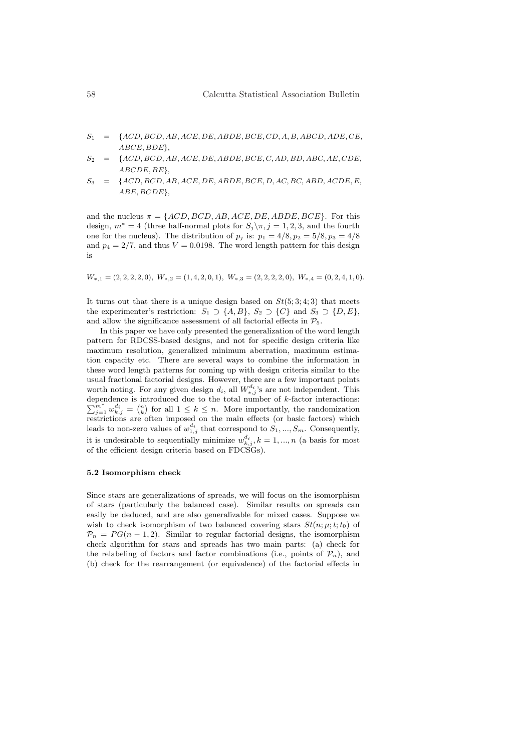$$
\begin{aligned}
S_1 &= \{ACD, BCD, AB, ACE, DE, ABDE, BCE, CD, A, B, ABCD, ADE, CE, \\
&\quad ABCE, BDE\}, \\
S_2 &= \{ACD, BCD, AB, ACE, DE, ABDE, BCE, C, AD, BD, ABC, AE, CDE, \\
&\quad ABCDE, BE\}, \\
S_3 &= \{ACD, BCD, AB, ACE, DE, ABDE, BCE, D, AC, BC, ABD, ACDE, E, \\
&\quad ABE, BCDE\},
\end{aligned}
$$

and the nucleus $\pi = \{ACD, BCD, AB, ACE, DE, ABDE, BCE\}$. For this design, $m^* = 4$ (three half-normal plots for $S_j \setminus \pi, j = 1, 2, 3$, and the fourth one for the nucleus). The distribution of $p_j$ is: $p_1 = 4/8, p_2 = 5/8, p_3 = 4/8$ and $p_4 = 2/7$, and thus $V = 0.0198$. The word length pattern for this design is

$$
W_{*,1} = (2, 2, 2, 2, 0),\ W_{*,2} = (1, 4, 2, 0, 1),\ W_{*,3} = (2, 2, 2, 2, 0),\ W_{*,4} = (0, 2, 4, 1, 0).
$$

It turns out that there is a unique design based on $St(5; 3; 4; 3)$ that meets the experimenter's restriction: $S_1 \supset \{A, B\}$, $S_2 \supset \{C\}$ and $S_3 \supset \{D, E\}$, and allow the significance assessment of all factorial effects in $\mathcal{P}_5$.

In this paper we have only presented the generalization of the word length pattern for RDCSS-based designs, and not for specific design criteria like maximum resolution, generalized minimum aberration, maximum estimation capacity etc. There are several ways to combine the information in these word length patterns for coming up with design criteria similar to the usual fractional factorial designs. However, there are a few important points worth noting. For any given design $d_i$, all $W_{*,j}^{d_i}$'s are not independent. This dependence is introduced due to the total number of $k$-factor interactions: $\sum_{j=1}^{m^*} w_{k,j}^{d_i} = \binom{n}{k}$ for all $1 \leq k \leq n$. More importantly, the randomization restrictions are often imposed on the main effects (or basic factors) which leads to non-zero values of $w_{1,j}^{d_i}$ that correspond to $S_1, ..., S_m$. Consequently, it is undesirable to sequentially minimize $w_{k,j}^{d_i}, k = 1, ..., n$ (a basis for most of the efficient design criteria based on FDCSGs).

### 5.2 Isomorphism check

Since stars are generalizations of spreads, we will focus on the isomorphism of stars (particularly the balanced case). Similar results on spreads can easily be deduced, and are also generalizable for mixed cases. Suppose we wish to check isomorphism of two balanced covering stars $St(n; \mu; t; t_0)$ of $\mathcal{P}_n = PG(n-1, 2)$. Similar to regular factorial designs, the isomorphism check algorithm for stars and spreads has two main parts: (a) check for the relabeling of factors and factor combinations (i.e., points of $\mathcal{P}_n$), and (b) check for the rearrangement (or equivalence) of the factorial effects in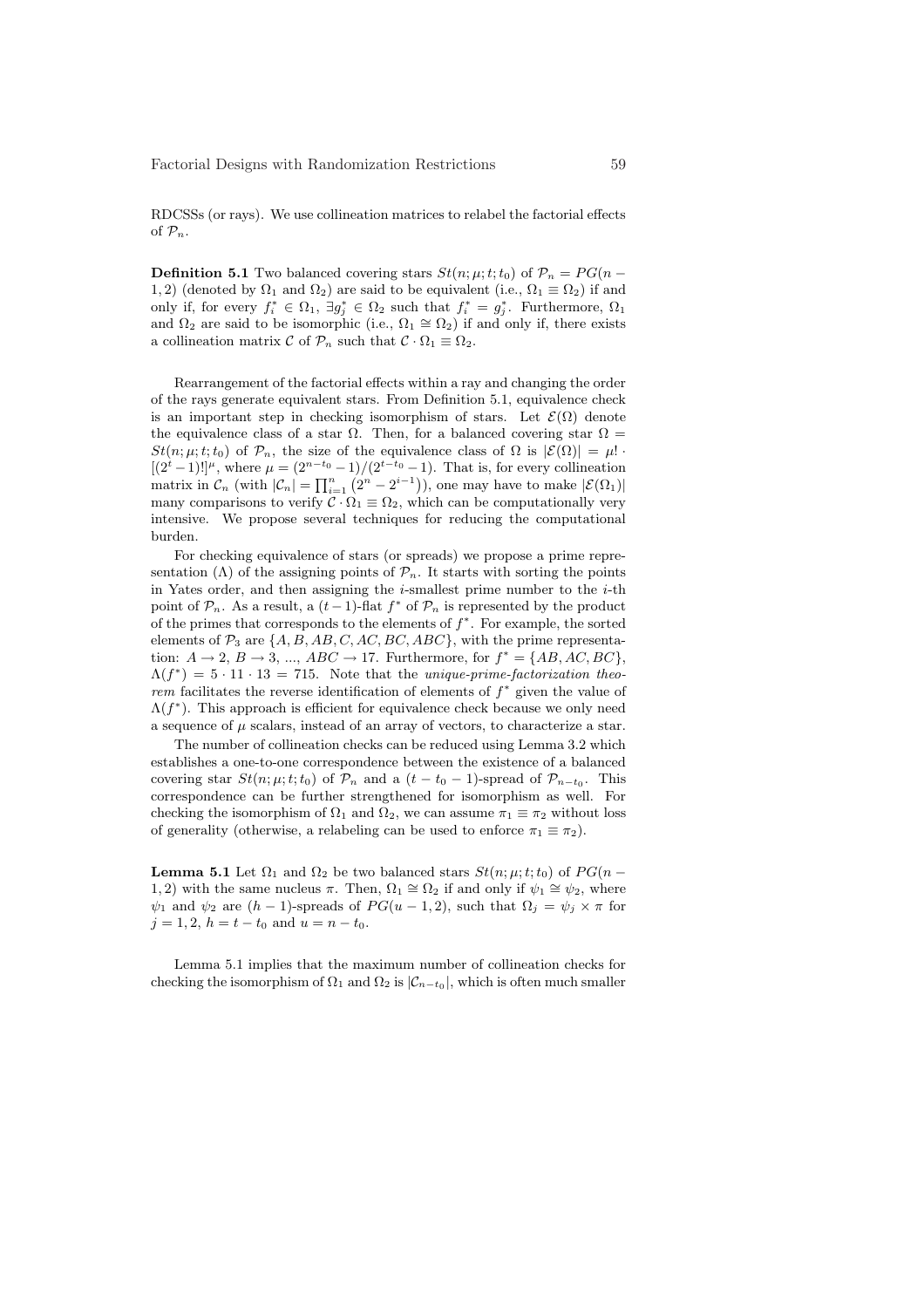RDCSSs (or rays). We use collineation matrices to relabel the factorial effects of $\mathcal{P}_n$.

**Definition 5.1** Two balanced covering stars $St(n;\mu;t;t_0)$ of $\mathcal{P}_n = PG(n-1,2)$ (denoted by $\Omega_1$ and $\Omega_2$) are said to be equivalent (i.e., $\Omega_1 \equiv \Omega_2$) if and only if, for every $f_i^* \in \Omega_1$, $\exists g_j^* \in \Omega_2$ such that $f_i^* = g_j^*$. Furthermore, $\Omega_1$ and $\Omega_2$ are said to be isomorphic (i.e., $\Omega_1 \cong \Omega_2$) if and only if, there exists a collineation matrix $\mathcal{C}$ of $\mathcal{P}_n$ such that $\mathcal{C} \cdot \Omega_1 \equiv \Omega_2$.

Rearrangement of the factorial effects within a ray and changing the order of the rays generate equivalent stars. From Definition 5.1, equivalence check is an important step in checking isomorphism of stars. Let $\mathcal{E}(\Omega)$ denote the equivalence class of a star $\Omega$. Then, for a balanced covering star $\Omega = St(n;\mu;t;t_0)$ of $\mathcal{P}_n$, the size of the equivalence class of $\Omega$ is $|\mathcal{E}(\Omega)| = \mu! \cdot [(2^t-1)!]^\mu$, where $\mu = (2^{n-t_0}-1)/(2^{t-t_0}-1)$. That is, for every collineation matrix in $\mathcal{C}_n$ (with $|\mathcal{C}_n| = \prod_{i=1}^{n}(2^n - 2^{i-1})$), one may have to make $|\mathcal{E}(\Omega_1)|$ many comparisons to verify $\mathcal{C} \cdot \Omega_1 \equiv \Omega_2$, which can be computationally very intensive. We propose several techniques for reducing the computational burden.

For checking equivalence of stars (or spreads) we propose a prime representation ($\Lambda$) of the assigning points of $\mathcal{P}_n$. It starts with sorting the points in Yates order, and then assigning the $i$-smallest prime number to the $i$-th point of $\mathcal{P}_n$. As a result, a $(t-1)$-flat $f^*$ of $\mathcal{P}_n$ is represented by the product of the primes that corresponds to the elements of $f^*$. For example, the sorted elements of $\mathcal{P}_3$ are $\{A, B, AB, C, AC, BC, ABC\}$, with the prime representation: $A \rightarrow 2$, $B \rightarrow 3$, ..., $ABC \rightarrow 17$. Furthermore, for $f^* = \{AB, AC, BC\}$, $\Lambda(f^*) = 5 \cdot 11 \cdot 13 = 715$. Note that the *unique-prime-factorization theorem* facilitates the reverse identification of elements of $f^*$ given the value of $\Lambda(f^*)$. This approach is efficient for equivalence check because we only need a sequence of $\mu$ scalars, instead of an array of vectors, to characterize a star.

The number of collineation checks can be reduced using Lemma 3.2 which establishes a one-to-one correspondence between the existence of a balanced covering star $St(n;\mu;t;t_0)$ of $\mathcal{P}_n$ and a $(t-t_0-1)$-spread of $\mathcal{P}_{n-t_0}$. This correspondence can be further strengthened for isomorphism as well. For checking the isomorphism of $\Omega_1$ and $\Omega_2$, we can assume $\pi_1 \equiv \pi_2$ without loss of generality (otherwise, a relabeling can be used to enforce $\pi_1 \equiv \pi_2$).

**Lemma 5.1** Let $\Omega_1$ and $\Omega_2$ be two balanced stars $St(n;\mu;t;t_0)$ of $PG(n-1,2)$ with the same nucleus $\pi$. Then, $\Omega_1 \cong \Omega_2$ if and only if $\psi_1 \cong \psi_2$, where $\psi_1$ and $\psi_2$ are $(h-1)$-spreads of $PG(u-1,2)$, such that $\Omega_j = \psi_j \times \pi$ for $j = 1, 2$, $h = t - t_0$ and $u = n - t_0$.

Lemma 5.1 implies that the maximum number of collineation checks for checking the isomorphism of $\Omega_1$ and $\Omega_2$ is $|\mathcal{C}_{n-t_0}|$, which is often much smaller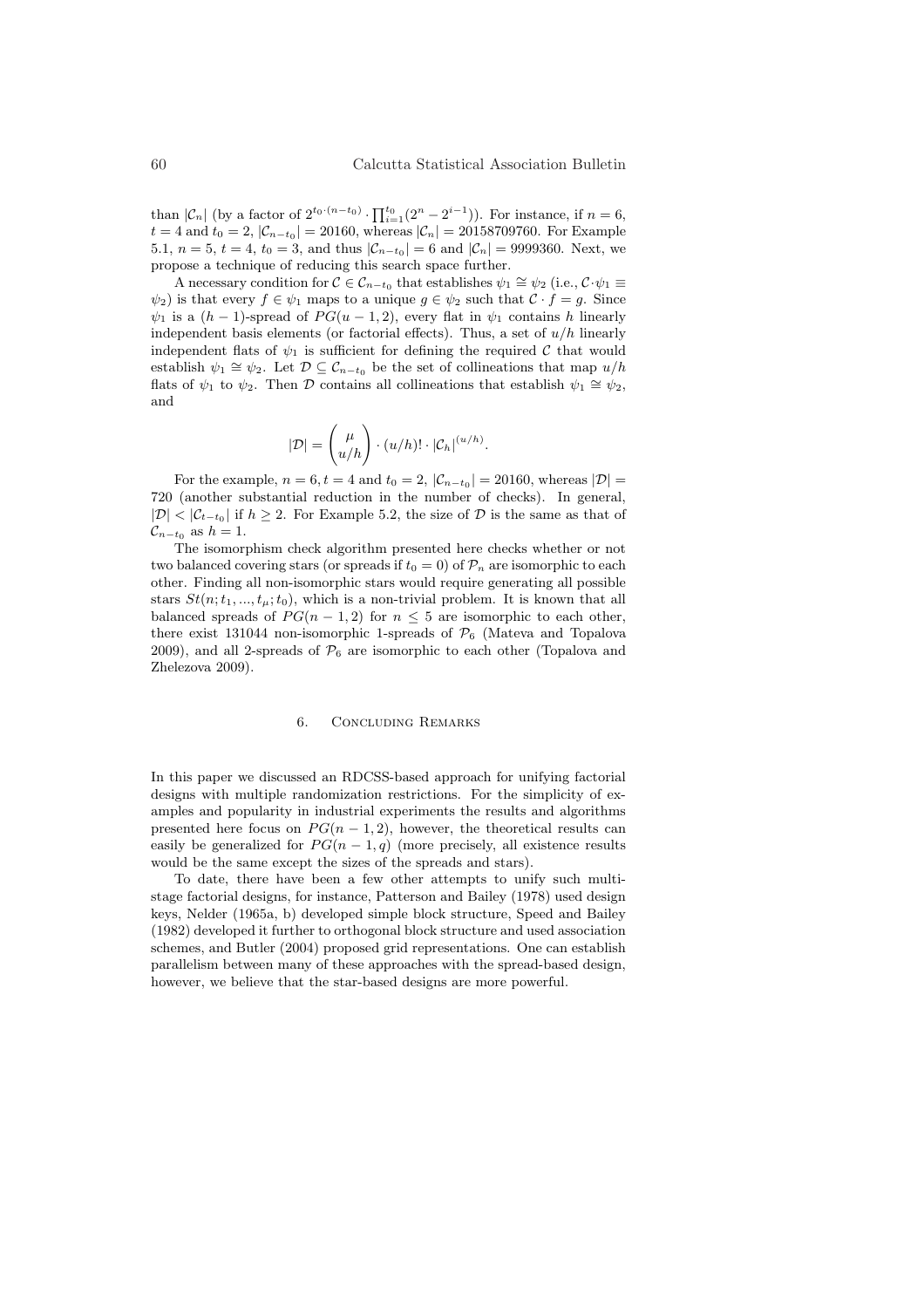than $|\mathcal{C}_n|$ (by a factor of $2^{t_0 \cdot (n-t_0)} \cdot \prod_{i=1}^{t_0}(2^n - 2^{i-1})$). For instance, if $n = 6$, $t = 4$ and $t_0 = 2$, $|\mathcal{C}_{n-t_0}| = 20160$, whereas $|\mathcal{C}_n| = 20158709760$. For Example 5.1, $n = 5$, $t = 4$, $t_0 = 3$, and thus $|\mathcal{C}_{n-t_0}| = 6$ and $|\mathcal{C}_n| = 9999360$. Next, we propose a technique of reducing this search space further.

A necessary condition for $\mathcal{C} \in \mathcal{C}_{n-t_0}$ that establishes $\psi_1 \cong \psi_2$ (i.e., $\mathcal{C} \cdot \psi_1 \equiv \psi_2$) is that every $f \in \psi_1$ maps to a unique $g \in \psi_2$ such that $\mathcal{C} \cdot f = g$. Since $\psi_1$ is a $(h-1)$-spread of $PG(u-1, 2)$, every flat in $\psi_1$ contains $h$ linearly independent basis elements (or factorial effects). Thus, a set of $u/h$ linearly independent flats of $\psi_1$ is sufficient for defining the required $\mathcal{C}$ that would establish $\psi_1 \cong \psi_2$. Let $\mathcal{D} \subseteq \mathcal{C}_{n-t_0}$ be the set of collineations that map $u/h$ flats of $\psi_1$ to $\psi_2$. Then $\mathcal{D}$ contains all collineations that establish $\psi_1 \cong \psi_2$, and

$$|\mathcal{D}| = \binom{\mu}{u/h} \cdot (u/h)! \cdot |\mathcal{C}_h|^{(u/h)}.$$

For the example, $n = 6, t = 4$ and $t_0 = 2$, $|\mathcal{C}_{n-t_0}| = 20160$, whereas $|\mathcal{D}| = 720$ (another substantial reduction in the number of checks). In general, $|\mathcal{D}| < |\mathcal{C}_{t-t_0}|$ if $h \geq 2$. For Example 5.2, the size of $\mathcal{D}$ is the same as that of $\mathcal{C}_{n-t_0}$ as $h = 1$.

The isomorphism check algorithm presented here checks whether or not two balanced covering stars (or spreads if $t_0 = 0$) of $\mathcal{P}_n$ are isomorphic to each other. Finding all non-isomorphic stars would require generating all possible stars $St(n; t_1, ..., t_\mu; t_0)$, which is a non-trivial problem. It is known that all balanced spreads of $PG(n-1, 2)$ for $n \leq 5$ are isomorphic to each other, there exist 131044 non-isomorphic 1-spreads of $\mathcal{P}_6$ (Mateva and Topalova 2009), and all 2-spreads of $\mathcal{P}_6$ are isomorphic to each other (Topalova and Zhelezova 2009).

## 6. Concluding Remarks

In this paper we discussed an RDCSS-based approach for unifying factorial designs with multiple randomization restrictions. For the simplicity of examples and popularity in industrial experiments the results and algorithms presented here focus on $PG(n-1, 2)$, however, the theoretical results can easily be generalized for $PG(n-1, q)$ (more precisely, all existence results would be the same except the sizes of the spreads and stars).

To date, there have been a few other attempts to unify such multi-stage factorial designs, for instance, Patterson and Bailey (1978) used design keys, Nelder (1965a, b) developed simple block structure, Speed and Bailey (1982) developed it further to orthogonal block structure and used association schemes, and Butler (2004) proposed grid representations. One can establish parallelism between many of these approaches with the spread-based design, however, we believe that the star-based designs are more powerful.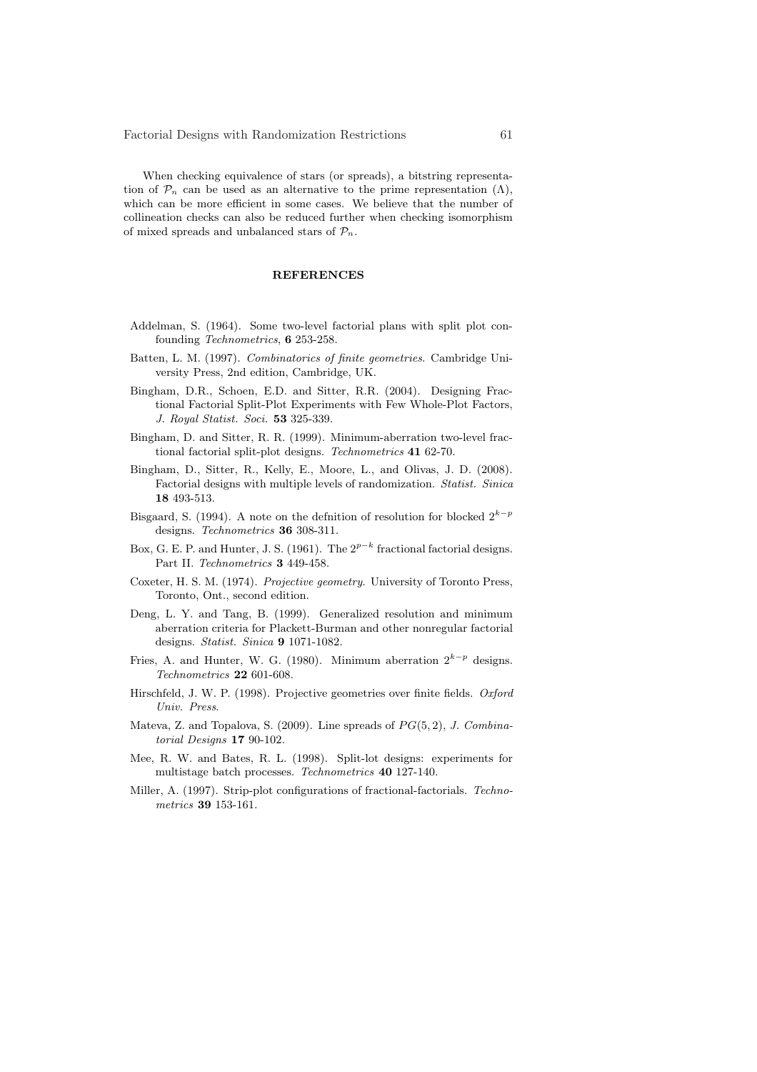When checking equivalence of stars (or spreads), a bitstring representation of $\mathcal{P}_n$ can be used as an alternative to the prime representation ($\Lambda$), which can be more efficient in some cases. We believe that the number of collineation checks can also be reduced further when checking isomorphism of mixed spreads and unbalanced stars of $\mathcal{P}_n$.

## REFERENCES

Addelman, S. (1964). Some two-level factorial plans with split plot confounding *Technometrics*, **6** 253-258.

Batten, L. M. (1997). *Combinatorics of finite geometries*. Cambridge University Press, 2nd edition, Cambridge, UK.

Bingham, D.R., Schoen, E.D. and Sitter, R.R. (2004). Designing Fractional Factorial Split-Plot Experiments with Few Whole-Plot Factors, *J. Royal Statist. Soci.* **53** 325-339.

Bingham, D. and Sitter, R. R. (1999). Minimum-aberration two-level fractional factorial split-plot designs. *Technometrics* **41** 62-70.

Bingham, D., Sitter, R., Kelly, E., Moore, L., and Olivas, J. D. (2008). Factorial designs with multiple levels of randomization. *Statist. Sinica* **18** 493-513.

Bisgaard, S. (1994). A note on the defnition of resolution for blocked $2^{k-p}$ designs. *Technometrics* **36** 308-311.

Box, G. E. P. and Hunter, J. S. (1961). The $2^{p-k}$ fractional factorial designs. Part II. *Technometrics* **3** 449-458.

Coxeter, H. S. M. (1974). *Projective geometry*. University of Toronto Press, Toronto, Ont., second edition.

Deng, L. Y. and Tang, B. (1999). Generalized resolution and minimum aberration criteria for Plackett-Burman and other nonregular factorial designs. *Statist. Sinica* **9** 1071-1082.

Fries, A. and Hunter, W. G. (1980). Minimum aberration $2^{k-p}$ designs. *Technometrics* **22** 601-608.

Hirschfeld, J. W. P. (1998). Projective geometries over finite fields. *Oxford Univ. Press*.

Mateva, Z. and Topalova, S. (2009). Line spreads of $PG(5, 2)$, *J. Combinatorial Designs* **17** 90-102.

Mee, R. W. and Bates, R. L. (1998). Split-lot designs: experiments for multistage batch processes. *Technometrics* **40** 127-140.

Miller, A. (1997). Strip-plot configurations of fractional-factorials. *Technometrics* **39** 153-161.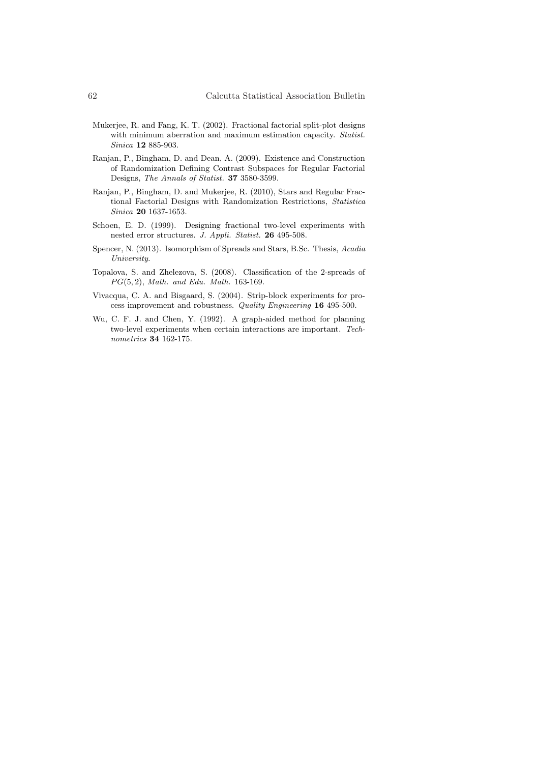Mukerjee, R. and Fang, K. T. (2002). Fractional factorial split-plot designs with minimum aberration and maximum estimation capacity. *Statist. Sinica* **12** 885-903.

Ranjan, P., Bingham, D. and Dean, A. (2009). Existence and Construction of Randomization Defining Contrast Subspaces for Regular Factorial Designs, *The Annals of Statist.* **37** 3580-3599.

Ranjan, P., Bingham, D. and Mukerjee, R. (2010), Stars and Regular Fractional Factorial Designs with Randomization Restrictions, *Statistica Sinica* **20** 1637-1653.

Schoen, E. D. (1999). Designing fractional two-level experiments with nested error structures. *J. Appli. Statist.* **26** 495-508.

Spencer, N. (2013). Isomorphism of Spreads and Stars, B.Sc. Thesis, *Acadia University*.

Topalova, S. and Zhelezova, S. (2008). Classification of the 2-spreads of $PG(5, 2)$, *Math. and Edu. Math.* 163-169.

Vivacqua, C. A. and Bisgaard, S. (2004). Strip-block experiments for process improvement and robustness. *Quality Engineering* **16** 495-500.

Wu, C. F. J. and Chen, Y. (1992). A graph-aided method for planning two-level experiments when certain interactions are important. *Technometrics* **34** 162-175.